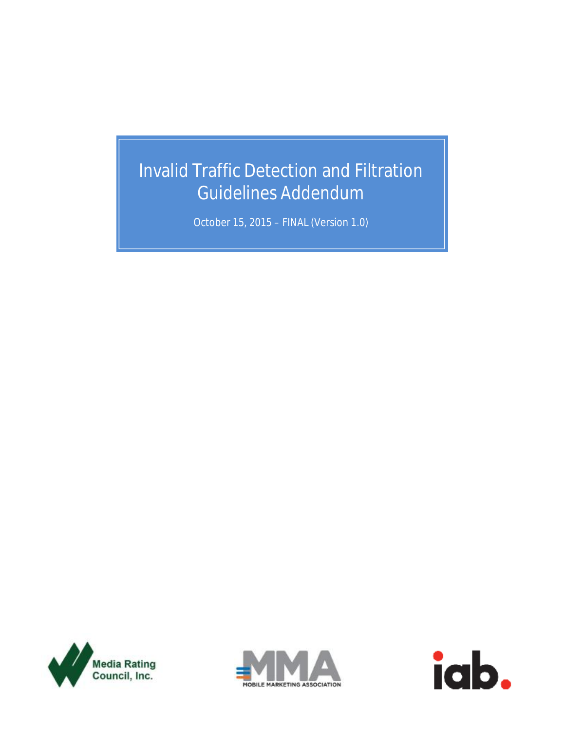# Invalid Traffic Detection and Filtration Guidelines Addendum

October 15, 2015 – FINAL (Version 1.0)

Media Rating Council, Inc.

MMA MOBILE MARKETING ASSOCIATION

iab.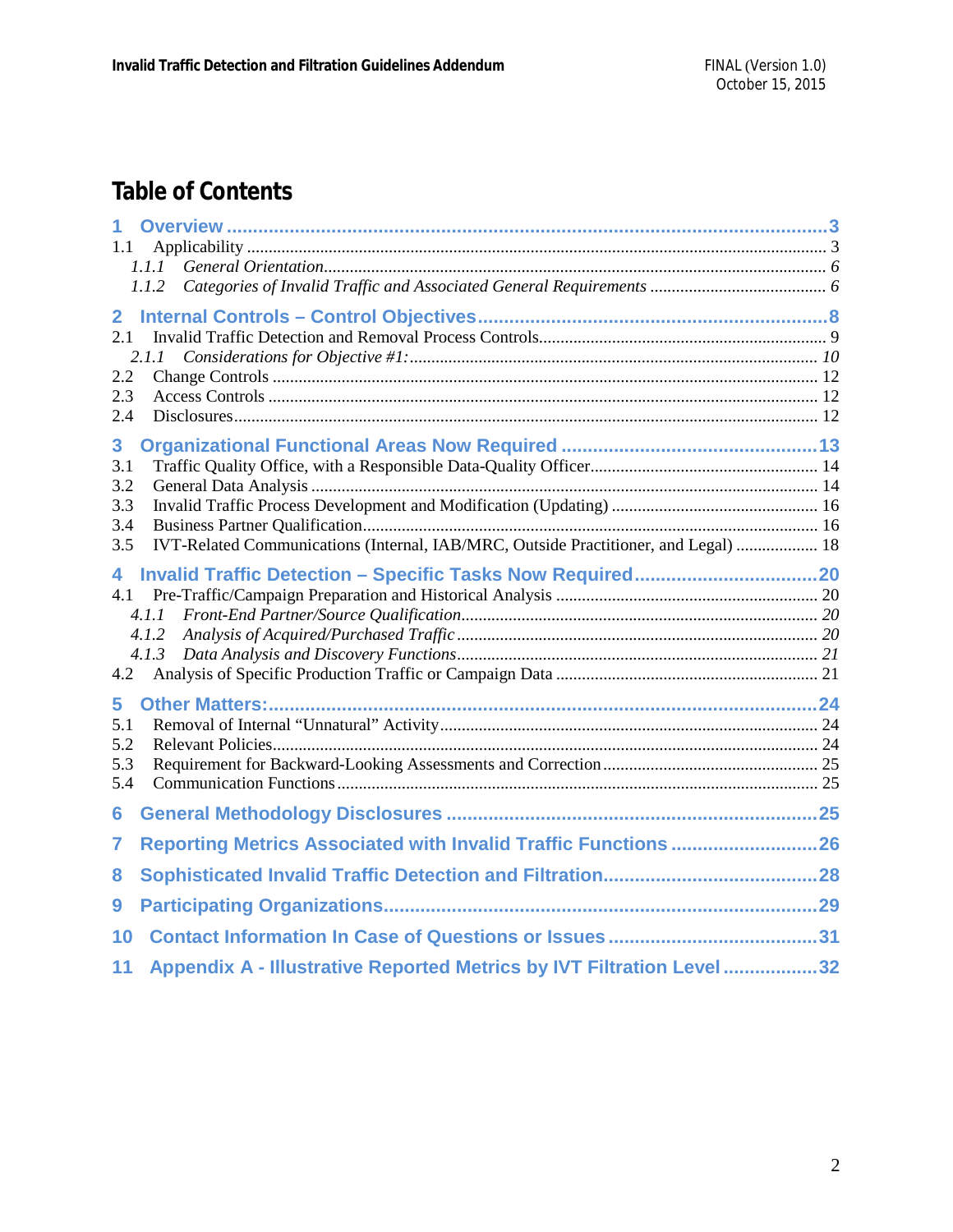# Table of Contents

- **1 Overview** ..... 3
  - 1.1 Applicability ..... 3
    - *1.1.1 General Orientation* ..... 6
    - *1.1.2 Categories of Invalid Traffic and Associated General Requirements* ..... 6
- **2 Internal Controls – Control Objectives** ..... 8
  - 2.1 Invalid Traffic Detection and Removal Process Controls ..... 9
    - *2.1.1 Considerations for Objective #1:* ..... 10
  - 2.2 Change Controls ..... 12
  - 2.3 Access Controls ..... 12
  - 2.4 Disclosures ..... 12
- **3 Organizational Functional Areas Now Required** ..... 13
  - 3.1 Traffic Quality Office, with a Responsible Data-Quality Officer ..... 14
  - 3.2 General Data Analysis ..... 14
  - 3.3 Invalid Traffic Process Development and Modification (Updating) ..... 16
  - 3.4 Business Partner Qualification ..... 16
  - 3.5 IVT-Related Communications (Internal, IAB/MRC, Outside Practitioner, and Legal) ..... 18
- **4 Invalid Traffic Detection – Specific Tasks Now Required** ..... 20
  - 4.1 Pre-Traffic/Campaign Preparation and Historical Analysis ..... 20
    - *4.1.1 Front-End Partner/Source Qualification* ..... 20
    - *4.1.2 Analysis of Acquired/Purchased Traffic* ..... 20
    - *4.1.3 Data Analysis and Discovery Functions* ..... 21
  - 4.2 Analysis of Specific Production Traffic or Campaign Data ..... 21
- **5 Other Matters:** ..... 24
  - 5.1 Removal of Internal "Unnatural" Activity ..... 24
  - 5.2 Relevant Policies ..... 24
  - 5.3 Requirement for Backward-Looking Assessments and Correction ..... 25
  - 5.4 Communication Functions ..... 25
- **6 General Methodology Disclosures** ..... 25
- **7 Reporting Metrics Associated with Invalid Traffic Functions** ..... 26
- **8 Sophisticated Invalid Traffic Detection and Filtration** ..... 28
- **9 Participating Organizations** ..... 29
- **10 Contact Information In Case of Questions or Issues** ..... 31
- **11 Appendix A - Illustrative Reported Metrics by IVT Filtration Level** ..... 32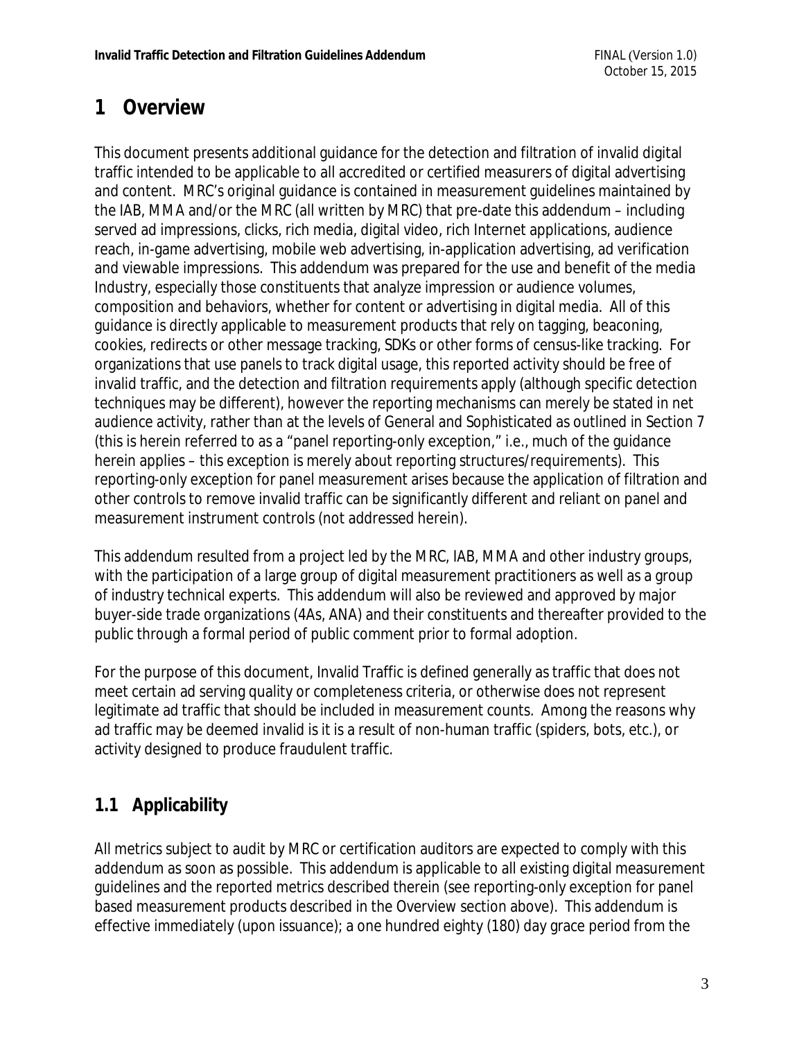# 1 Overview

This document presents additional guidance for the detection and filtration of invalid digital traffic intended to be applicable to all accredited or certified measurers of digital advertising and content. MRC's original guidance is contained in measurement guidelines maintained by the IAB, MMA and/or the MRC (all written by MRC) that pre-date this addendum – including served ad impressions, clicks, rich media, digital video, rich Internet applications, audience reach, in-game advertising, mobile web advertising, in-application advertising, ad verification and viewable impressions. This addendum was prepared for the use and benefit of the media Industry, especially those constituents that analyze impression or audience volumes, composition and behaviors, whether for content or advertising in digital media. All of this guidance is directly applicable to measurement products that rely on tagging, beaconing, cookies, redirects or other message tracking, SDKs or other forms of census-like tracking. For organizations that use panels to track digital usage, this reported activity should be free of invalid traffic, and the detection and filtration requirements apply (although specific detection techniques may be different), however the reporting mechanisms can merely be stated in net audience activity, rather than at the levels of General and Sophisticated as outlined in Section 7 (this is herein referred to as a "panel reporting-only exception," i.e., much of the guidance herein applies – this exception is merely about reporting structures/requirements). This reporting-only exception for panel measurement arises because the application of filtration and other controls to remove invalid traffic can be significantly different and reliant on panel and measurement instrument controls (not addressed herein).

This addendum resulted from a project led by the MRC, IAB, MMA and other industry groups, with the participation of a large group of digital measurement practitioners as well as a group of industry technical experts. This addendum will also be reviewed and approved by major buyer-side trade organizations (4As, ANA) and their constituents and thereafter provided to the public through a formal period of public comment prior to formal adoption.

For the purpose of this document, Invalid Traffic is defined generally as traffic that does not meet certain ad serving quality or completeness criteria, or otherwise does not represent legitimate ad traffic that should be included in measurement counts. Among the reasons why ad traffic may be deemed invalid is it is a result of non-human traffic (spiders, bots, etc.), or activity designed to produce fraudulent traffic.

## 1.1 Applicability

All metrics subject to audit by MRC or certification auditors are expected to comply with this addendum as soon as possible. This addendum is applicable to all existing digital measurement guidelines and the reported metrics described therein (see reporting-only exception for panel based measurement products described in the Overview section above). This addendum is effective immediately (upon issuance); a one hundred eighty (180) day grace period from the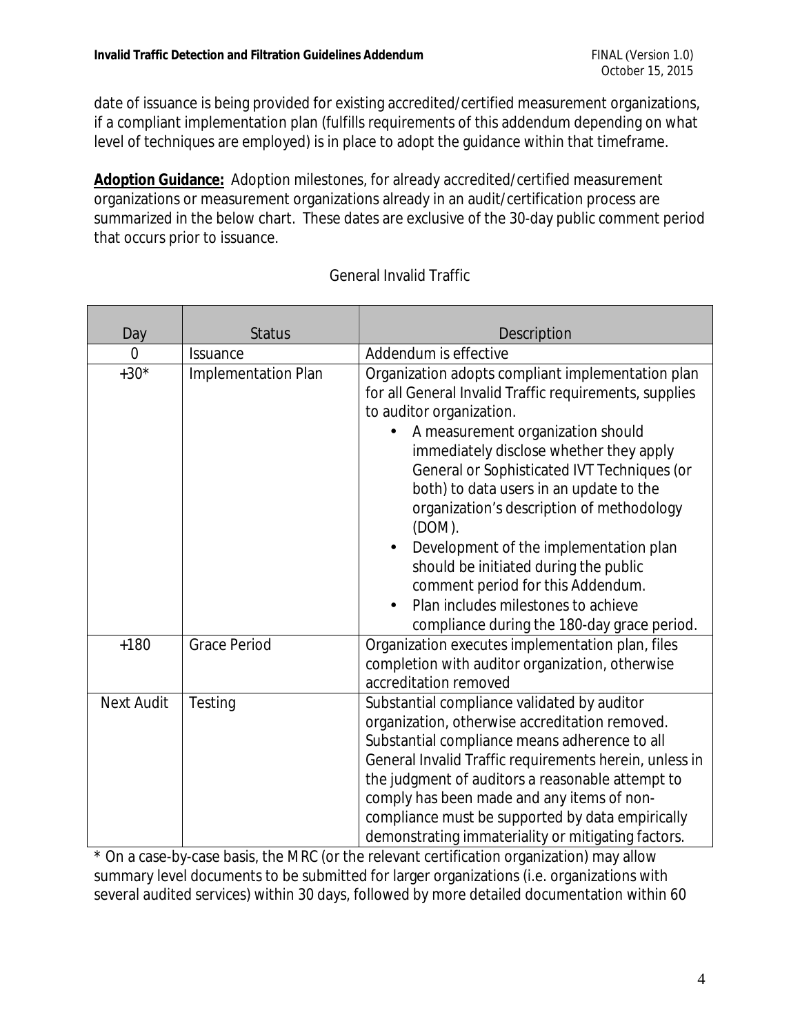date of issuance is being provided for existing accredited/certified measurement organizations, if a compliant implementation plan (fulfills requirements of this addendum depending on what level of techniques are employed) is in place to adopt the guidance within that timeframe.

**Adoption Guidance:** Adoption milestones, for already accredited/certified measurement organizations or measurement organizations already in an audit/certification process are summarized in the below chart. These dates are exclusive of the 30-day public comment period that occurs prior to issuance.

General Invalid Traffic

| Day | Status | Description |
|---|---|---|
| 0 | Issuance | Addendum is effective |
| +30* | Implementation Plan | Organization adopts compliant implementation plan for all General Invalid Traffic requirements, supplies to auditor organization.<br>• A measurement organization should immediately disclose whether they apply General or Sophisticated IVT Techniques (or both) to data users in an update to the organization's description of methodology (DOM).<br>• Development of the implementation plan should be initiated during the public comment period for this Addendum.<br>• Plan includes milestones to achieve compliance during the 180-day grace period. |
| +180 | Grace Period | Organization executes implementation plan, files completion with auditor organization, otherwise accreditation removed |
| Next Audit | Testing | Substantial compliance validated by auditor organization, otherwise accreditation removed. Substantial compliance means adherence to all General Invalid Traffic requirements herein, unless in the judgment of auditors a reasonable attempt to comply has been made and any items of non-compliance must be supported by data empirically demonstrating immateriality or mitigating factors. |

* On a case-by-case basis, the MRC (or the relevant certification organization) may allow summary level documents to be submitted for larger organizations (i.e. organizations with several audited services) within 30 days, followed by more detailed documentation within 60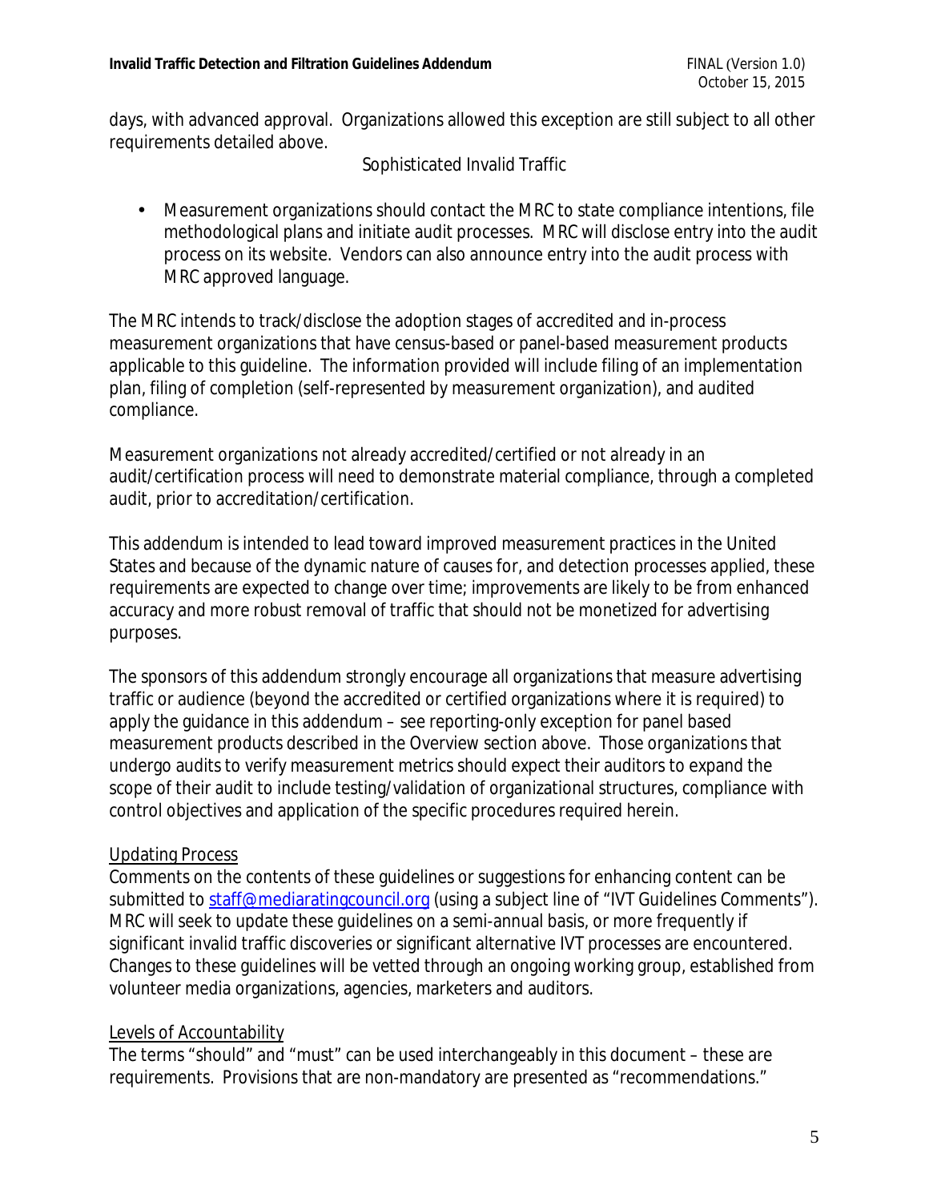days, with advanced approval. Organizations allowed this exception are still subject to all other requirements detailed above.

Sophisticated Invalid Traffic

- Measurement organizations should contact the MRC to state compliance intentions, file methodological plans and initiate audit processes. MRC will disclose entry into the audit process on its website. Vendors can also announce entry into the audit process with MRC approved language.

The MRC intends to track/disclose the adoption stages of accredited and in-process measurement organizations that have census-based or panel-based measurement products applicable to this guideline. The information provided will include filing of an implementation plan, filing of completion (self-represented by measurement organization), and audited compliance.

Measurement organizations not already accredited/certified or not already in an audit/certification process will need to demonstrate material compliance, through a completed audit, prior to accreditation/certification.

This addendum is intended to lead toward improved measurement practices in the United States and because of the dynamic nature of causes for, and detection processes applied, these requirements are expected to change over time; improvements are likely to be from enhanced accuracy and more robust removal of traffic that should not be monetized for advertising purposes.

The sponsors of this addendum strongly encourage all organizations that measure advertising traffic or audience (beyond the accredited or certified organizations where it is required) to apply the guidance in this addendum – see reporting-only exception for panel based measurement products described in the Overview section above. Those organizations that undergo audits to verify measurement metrics should expect their auditors to expand the scope of their audit to include testing/validation of organizational structures, compliance with control objectives and application of the specific procedures required herein.

## Updating Process

Comments on the contents of these guidelines or suggestions for enhancing content can be submitted to staff@mediaratingcouncil.org (using a subject line of "IVT Guidelines Comments"). MRC will seek to update these guidelines on a semi-annual basis, or more frequently if significant invalid traffic discoveries or significant alternative IVT processes are encountered. Changes to these guidelines will be vetted through an ongoing working group, established from volunteer media organizations, agencies, marketers and auditors.

## Levels of Accountability

The terms "should" and "must" can be used interchangeably in this document – these are requirements. Provisions that are non-mandatory are presented as "recommendations."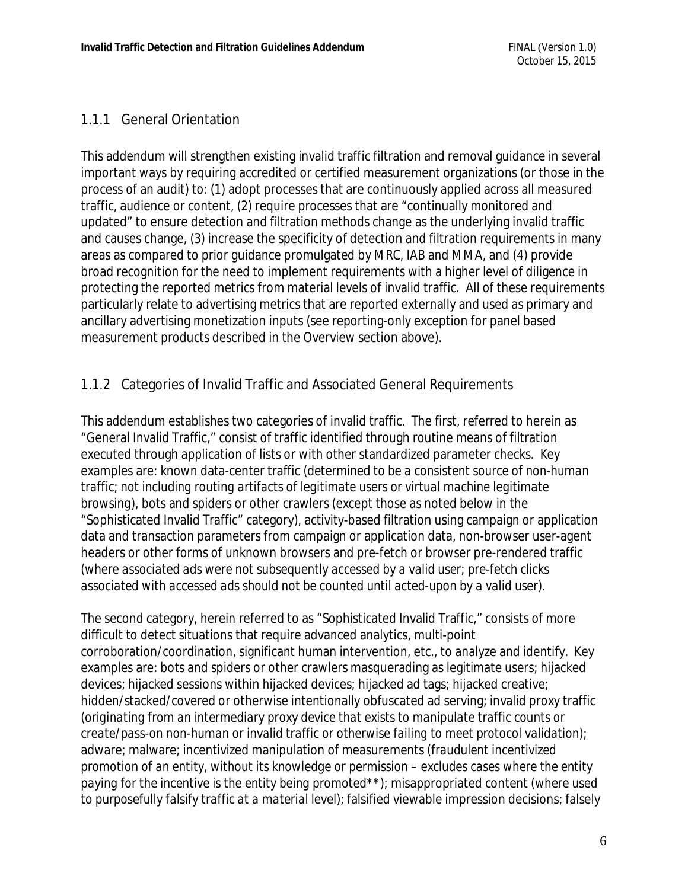### 1.1.1 General Orientation

This addendum will strengthen existing invalid traffic filtration and removal guidance in several important ways by requiring accredited or certified measurement organizations (or those in the process of an audit) to: (1) adopt processes that are continuously applied across all measured traffic, audience or content, (2) require processes that are "continually monitored and updated" to ensure detection and filtration methods change as the underlying invalid traffic and causes change, (3) increase the specificity of detection and filtration requirements in many areas as compared to prior guidance promulgated by MRC, IAB and MMA, and (4) provide broad recognition for the need to implement requirements with a higher level of diligence in protecting the reported metrics from material levels of invalid traffic. All of these requirements particularly relate to advertising metrics that are reported externally and used as primary and ancillary advertising monetization inputs (see reporting-only exception for panel based measurement products described in the Overview section above).

### 1.1.2 Categories of Invalid Traffic and Associated General Requirements

This addendum establishes two categories of invalid traffic. The first, referred to herein as "General Invalid Traffic," consist of traffic identified through routine means of filtration executed through application of lists or with other standardized parameter checks. Key examples are: known data-center traffic *(determined to be a consistent source of non-human traffic; not including routing artifacts of legitimate users or virtual machine legitimate browsing)*, bots and spiders or other crawlers (except those as noted below in the "Sophisticated Invalid Traffic" category), activity-based filtration using campaign or application data and transaction parameters from campaign or application data, non-browser user-agent headers or other forms of unknown browsers and pre-fetch or browser pre-rendered traffic *(where associated ads were not subsequently accessed by a valid user; pre-fetch clicks associated with accessed ads should not be counted until acted-upon by a valid user)*.

The second category, herein referred to as "Sophisticated Invalid Traffic," consists of more difficult to detect situations that require advanced analytics, multi-point corroboration/coordination, significant human intervention, etc., to analyze and identify. Key examples are: bots and spiders or other crawlers masquerading as legitimate users; hijacked devices; hijacked sessions within hijacked devices; hijacked ad tags; hijacked creative; hidden/stacked/covered or otherwise intentionally obfuscated ad serving; invalid proxy traffic *(originating from an intermediary proxy device that exists to manipulate traffic counts or create/pass-on non-human or invalid traffic or otherwise failing to meet protocol validation)*; adware; malware; incentivized manipulation of measurements *(fraudulent incentivized promotion of an entity, without its knowledge or permission – excludes cases where the entity paying for the incentive is the entity being promoted\*\*)*; misappropriated content *(where used to purposefully falsify traffic at a material level)*; falsified viewable impression decisions; falsely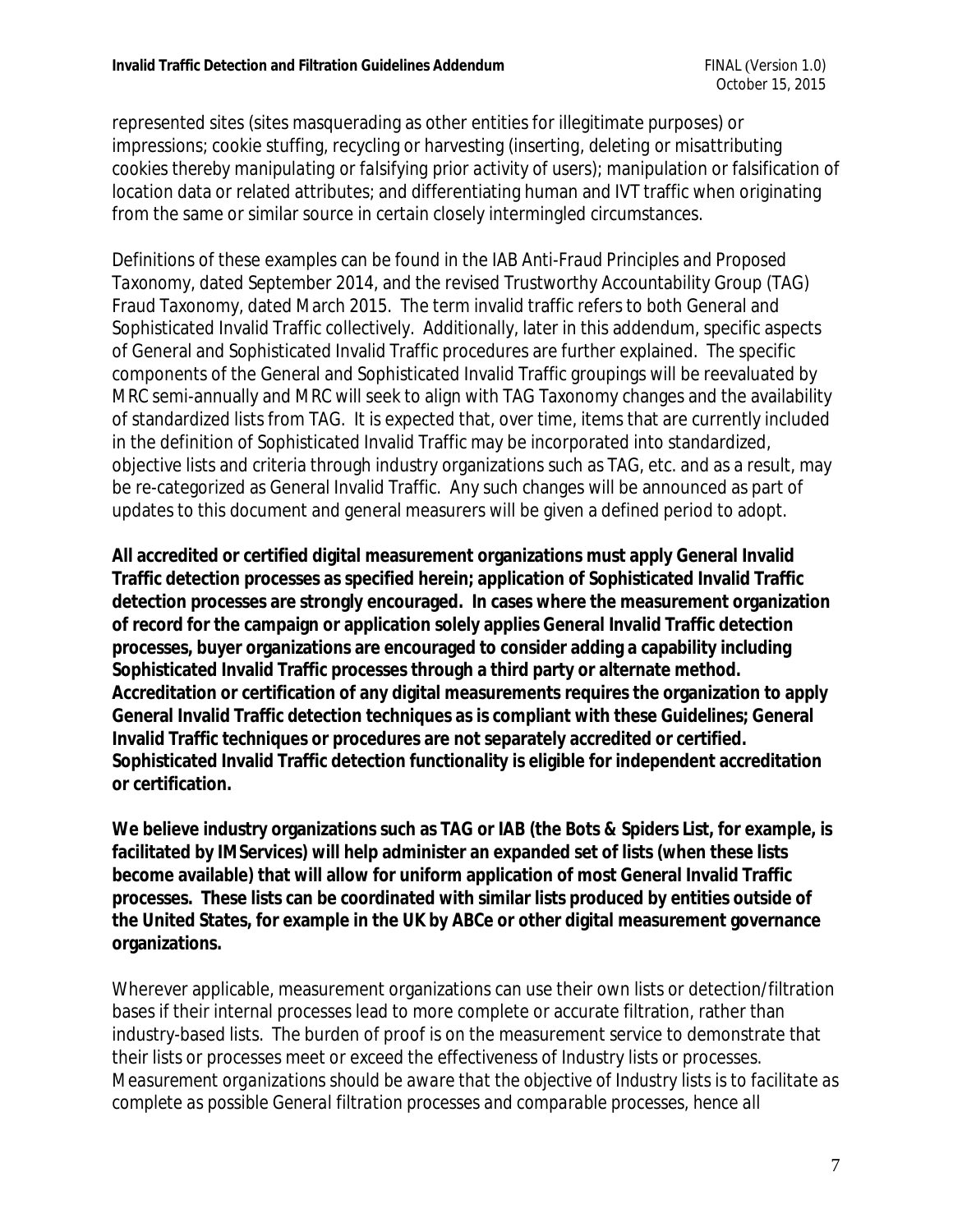represented sites (sites masquerading as other entities for illegitimate purposes) or impressions; cookie stuffing, recycling or harvesting (inserting, deleting or misattributing cookies thereby manipulating or falsifying prior activity of users); manipulation or falsification of location data or related attributes; and differentiating human and IVT traffic when originating from the same or similar source in certain closely intermingled circumstances.

Definitions of these examples can be found in the IAB Anti-Fraud Principles and Proposed Taxonomy, dated September 2014, and the revised Trustworthy Accountability Group (TAG) Fraud Taxonomy, dated March 2015. The term invalid traffic refers to both General and Sophisticated Invalid Traffic collectively. Additionally, later in this addendum, specific aspects of General and Sophisticated Invalid Traffic procedures are further explained. The specific components of the General and Sophisticated Invalid Traffic groupings will be reevaluated by MRC semi-annually and MRC will seek to align with TAG Taxonomy changes and the availability of standardized lists from TAG. It is expected that, over time, items that are currently included in the definition of Sophisticated Invalid Traffic may be incorporated into standardized, objective lists and criteria through industry organizations such as TAG, etc. and as a result, may be re-categorized as General Invalid Traffic. Any such changes will be announced as part of updates to this document and general measurers will be given a defined period to adopt.

**All accredited or certified digital measurement organizations must apply General Invalid Traffic detection processes as specified herein; application of Sophisticated Invalid Traffic detection processes are strongly encouraged. In cases where the measurement organization of record for the campaign or application solely applies General Invalid Traffic detection processes, buyer organizations are encouraged to consider adding a capability including Sophisticated Invalid Traffic processes through a third party or alternate method. Accreditation or certification of any digital measurements requires the organization to apply General Invalid Traffic detection techniques as is compliant with these Guidelines; General Invalid Traffic techniques or procedures are not separately accredited or certified. Sophisticated Invalid Traffic detection functionality is eligible for independent accreditation or certification.**

**We believe industry organizations such as TAG or IAB (the Bots & Spiders List, for example, is facilitated by IMServices) will help administer an expanded set of lists (when these lists become available) that will allow for uniform application of most General Invalid Traffic processes. These lists can be coordinated with similar lists produced by entities outside of the United States, for example in the UK by ABCe or other digital measurement governance organizations.**

Wherever applicable, measurement organizations can use their own lists or detection/filtration bases if their internal processes lead to more complete or accurate filtration, rather than industry-based lists. The burden of proof is on the measurement service to demonstrate that their lists or processes meet or exceed the effectiveness of Industry lists or processes. Measurement organizations should be aware that the objective of Industry lists is to facilitate as complete as possible General filtration processes and comparable processes, hence all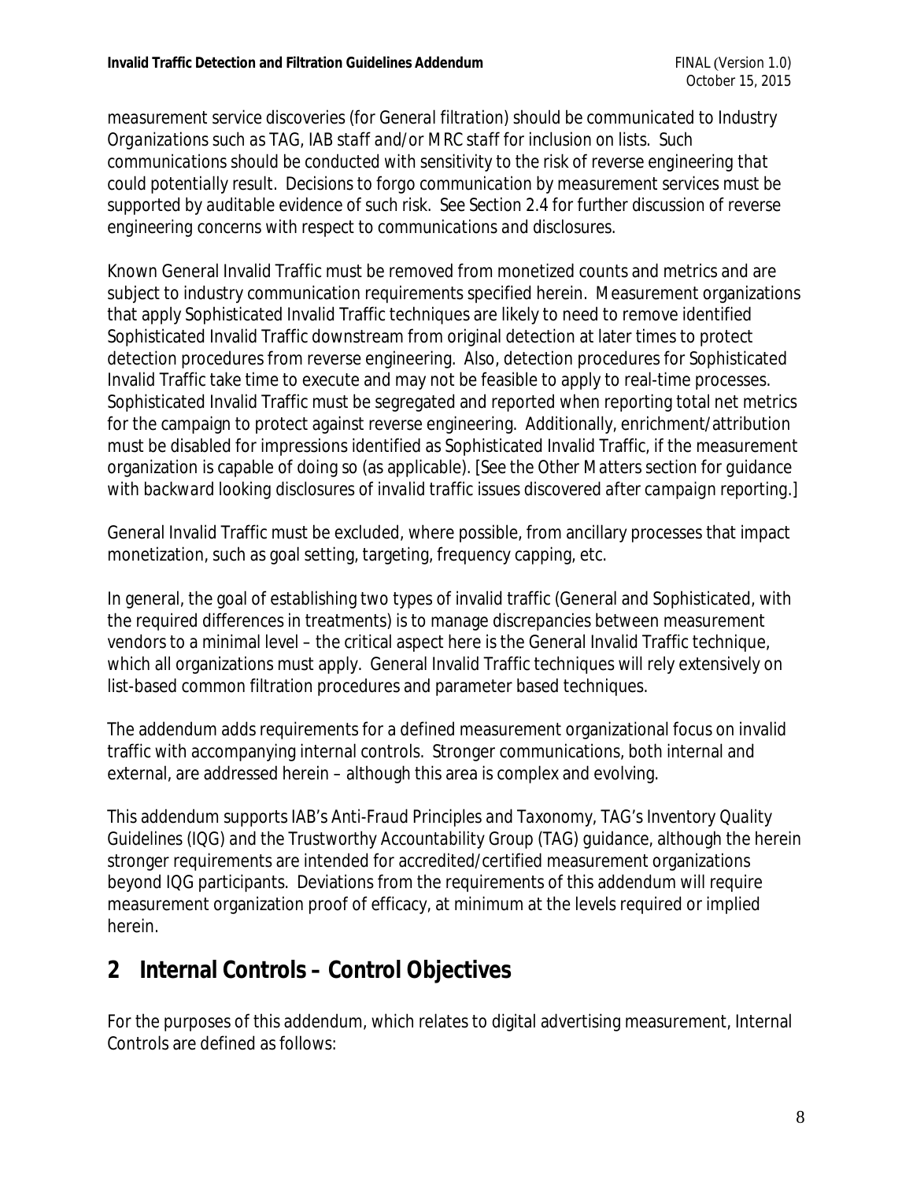*measurement service discoveries (for General filtration) should be communicated to Industry Organizations such as TAG, IAB staff and/or MRC staff for inclusion on lists. Such communications should be conducted with sensitivity to the risk of reverse engineering that could potentially result. Decisions to forgo communication by measurement services must be supported by auditable evidence of such risk. See Section 2.4 for further discussion of reverse engineering concerns with respect to communications and disclosures.*

Known General Invalid Traffic must be removed from monetized counts and metrics and are subject to industry communication requirements specified herein. Measurement organizations that apply Sophisticated Invalid Traffic techniques are likely to need to remove identified Sophisticated Invalid Traffic downstream from original detection at later times to protect detection procedures from reverse engineering. Also, detection procedures for Sophisticated Invalid Traffic take time to execute and may not be feasible to apply to real-time processes. Sophisticated Invalid Traffic must be segregated and reported when reporting total net metrics for the campaign to protect against reverse engineering. Additionally, enrichment/attribution must be disabled for impressions identified as Sophisticated Invalid Traffic, if the measurement organization is capable of doing so (as applicable). *[See the Other Matters section for guidance with backward looking disclosures of invalid traffic issues discovered after campaign reporting.]*

General Invalid Traffic must be excluded, where possible, from ancillary processes that impact monetization, such as goal setting, targeting, frequency capping, etc.

In general, the goal of establishing two types of invalid traffic (General and Sophisticated, with the required differences in treatments) is to manage discrepancies between measurement vendors to a minimal level – the critical aspect here is the General Invalid Traffic technique, which all organizations must apply. General Invalid Traffic techniques will rely extensively on list-based common filtration procedures and parameter based techniques.

The addendum adds requirements for a defined measurement organizational focus on invalid traffic with accompanying internal controls. Stronger communications, both internal and external, are addressed herein – although this area is complex and evolving.

This addendum supports *IAB's Anti-Fraud Principles and Taxonomy, TAG's Inventory Quality Guidelines (IQG) and the Trustworthy Accountability Group (TAG) guidance*, although the herein stronger requirements are intended for accredited/certified measurement organizations beyond IQG participants. Deviations from the requirements of this addendum will require measurement organization proof of efficacy, at minimum at the levels required or implied herein.

# 2 Internal Controls – Control Objectives

For the purposes of this addendum, which relates to digital advertising measurement, Internal Controls are defined as follows: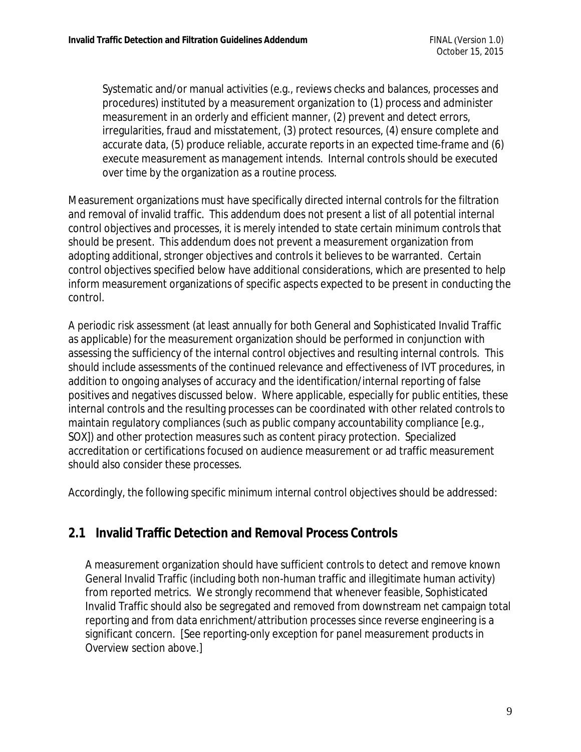Systematic and/or manual activities (e.g., reviews checks and balances, processes and procedures) instituted by a measurement organization to (1) process and administer measurement in an orderly and efficient manner, (2) prevent and detect errors, irregularities, fraud and misstatement, (3) protect resources, (4) ensure complete and accurate data, (5) produce reliable, accurate reports in an expected time-frame and (6) execute measurement as management intends. Internal controls should be executed over time by the organization as a routine process.

Measurement organizations must have specifically directed internal controls for the filtration and removal of invalid traffic. This addendum does not present a list of all potential internal control objectives and processes, it is merely intended to state certain minimum controls that should be present. This addendum does not prevent a measurement organization from adopting additional, stronger objectives and controls it believes to be warranted. Certain control objectives specified below have additional considerations, which are presented to help inform measurement organizations of specific aspects expected to be present in conducting the control.

A periodic risk assessment (at least annually for both General and Sophisticated Invalid Traffic as applicable) for the measurement organization should be performed in conjunction with assessing the sufficiency of the internal control objectives and resulting internal controls. This should include assessments of the continued relevance and effectiveness of IVT procedures, in addition to ongoing analyses of accuracy and the identification/internal reporting of false positives and negatives discussed below. Where applicable, especially for public entities, these internal controls and the resulting processes can be coordinated with other related controls to maintain regulatory compliances (such as public company accountability compliance [e.g., SOX]) and other protection measures such as content piracy protection. Specialized accreditation or certifications focused on audience measurement or ad traffic measurement should also consider these processes.

Accordingly, the following specific minimum internal control objectives should be addressed:

## 2.1 Invalid Traffic Detection and Removal Process Controls

A measurement organization should have sufficient controls to detect and remove known General Invalid Traffic (including both non-human traffic and illegitimate human activity) from reported metrics. We strongly recommend that whenever feasible, Sophisticated Invalid Traffic should also be segregated and removed from downstream net campaign total reporting and from data enrichment/attribution processes since reverse engineering is a significant concern. [See reporting-only exception for panel measurement products in Overview section above.]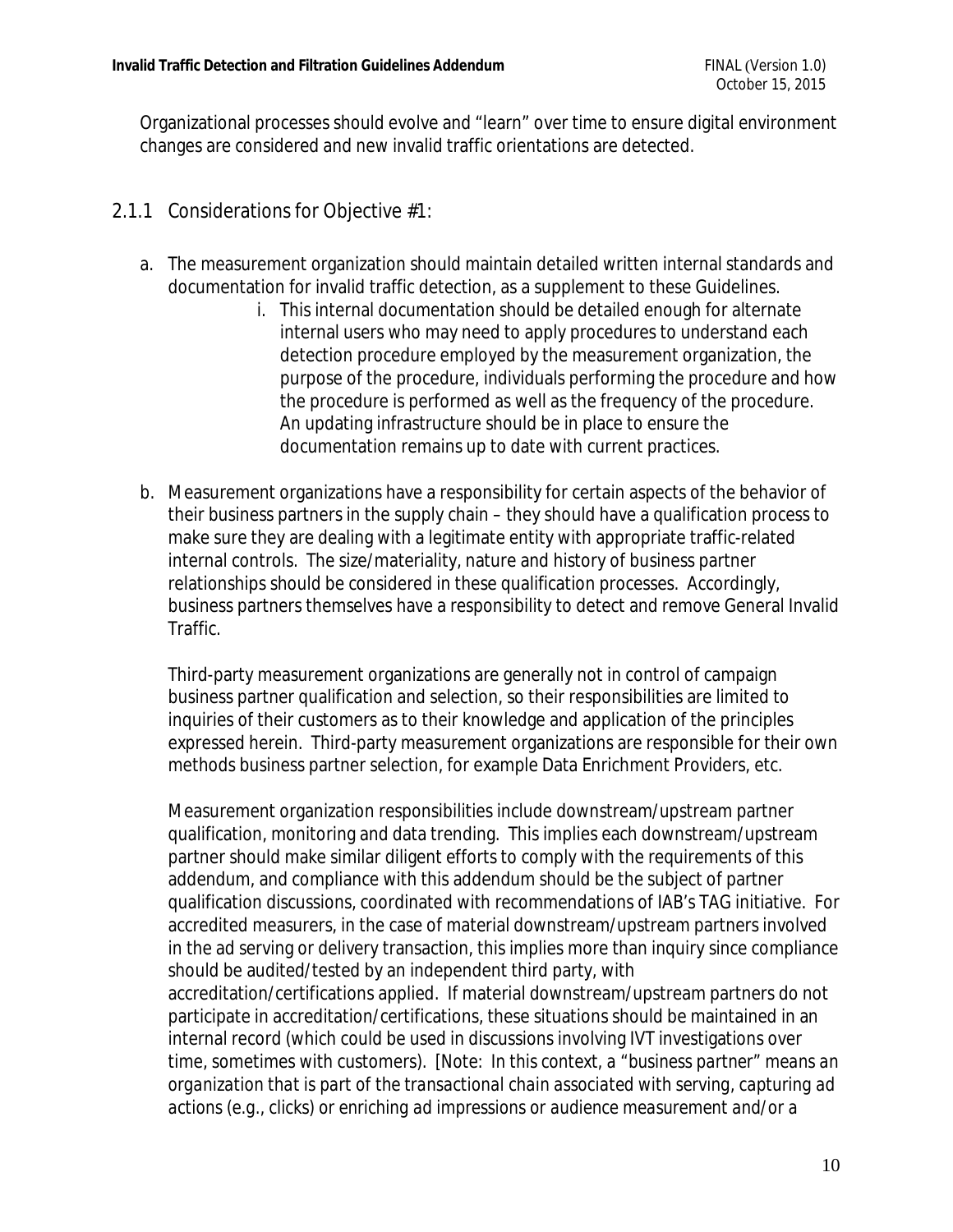Organizational processes should evolve and "learn" over time to ensure digital environment changes are considered and new invalid traffic orientations are detected.

### 2.1.1 Considerations for Objective #1:

a. The measurement organization should maintain detailed written internal standards and documentation for invalid traffic detection, as a supplement to these Guidelines.

    i. This internal documentation should be detailed enough for alternate internal users who may need to apply procedures to understand each detection procedure employed by the measurement organization, the purpose of the procedure, individuals performing the procedure and how the procedure is performed as well as the frequency of the procedure. An updating infrastructure should be in place to ensure the documentation remains up to date with current practices.

b. Measurement organizations have a responsibility for certain aspects of the behavior of their business partners in the supply chain – they should have a qualification process to make sure they are dealing with a legitimate entity with appropriate traffic-related internal controls. The size/materiality, nature and history of business partner relationships should be considered in these qualification processes. Accordingly, business partners themselves have a responsibility to detect and remove General Invalid Traffic.

    Third-party measurement organizations are generally not in control of campaign business partner qualification and selection, so their responsibilities are limited to inquiries of their customers as to their knowledge and application of the principles expressed herein. Third-party measurement organizations are responsible for their own methods business partner selection, for example Data Enrichment Providers, etc.

    Measurement organization responsibilities include downstream/upstream partner qualification, monitoring and data trending. This implies each downstream/upstream partner should make similar diligent efforts to comply with the requirements of this addendum, and compliance with this addendum should be the subject of partner qualification discussions, coordinated with recommendations of IAB's TAG initiative. For accredited measurers, in the case of material downstream/upstream partners involved in the ad serving or delivery transaction, this implies more than inquiry since compliance should be audited/tested by an independent third party, with accreditation/certifications applied. If material downstream/upstream partners do not participate in accreditation/certifications, these situations should be maintained in an internal record (which could be used in discussions involving IVT investigations over time, sometimes with customers). [Note: *In this context, a "business partner" means an organization that is part of the transactional chain associated with serving, capturing ad actions (e.g., clicks) or enriching ad impressions or audience measurement and/or a*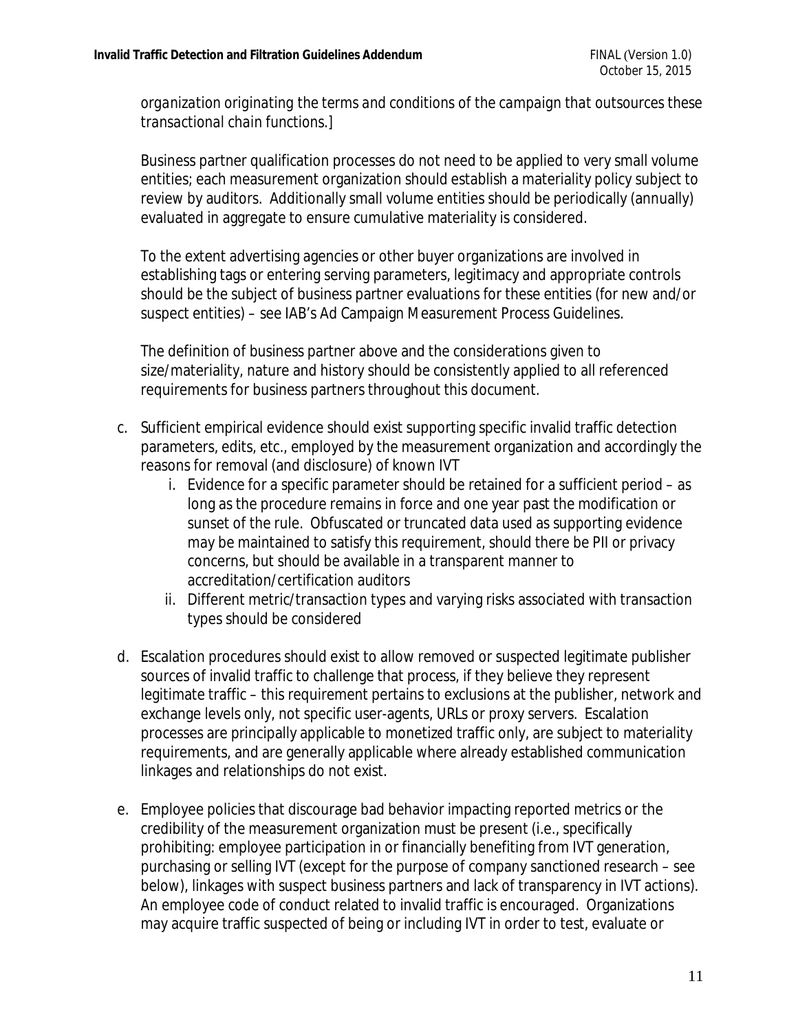*organization originating the terms and conditions of the campaign that outsources these transactional chain functions.]*

Business partner qualification processes do not need to be applied to very small volume entities; each measurement organization should establish a materiality policy subject to review by auditors. Additionally small volume entities should be periodically (annually) evaluated in aggregate to ensure cumulative materiality is considered.

To the extent advertising agencies or other buyer organizations are involved in establishing tags or entering serving parameters, legitimacy and appropriate controls should be the subject of business partner evaluations for these entities (for new and/or suspect entities) – see IAB's Ad Campaign Measurement Process Guidelines.

The definition of business partner above and the considerations given to size/materiality, nature and history should be consistently applied to all referenced requirements for business partners throughout this document.

c. Sufficient empirical evidence should exist supporting specific invalid traffic detection parameters, edits, etc., employed by the measurement organization and accordingly the reasons for removal (and disclosure) of known IVT
   i. Evidence for a specific parameter should be retained for a sufficient period – as long as the procedure remains in force and one year past the modification or sunset of the rule. Obfuscated or truncated data used as supporting evidence may be maintained to satisfy this requirement, should there be PII or privacy concerns, but should be available in a transparent manner to accreditation/certification auditors
   ii. Different metric/transaction types and varying risks associated with transaction types should be considered

d. Escalation procedures should exist to allow removed or suspected legitimate publisher sources of invalid traffic to challenge that process, if they believe they represent legitimate traffic – this requirement pertains to exclusions at the publisher, network and exchange levels only, not specific user-agents, URLs or proxy servers. Escalation processes are principally applicable to monetized traffic only, are subject to materiality requirements, and are generally applicable where already established communication linkages and relationships do not exist.

e. Employee policies that discourage bad behavior impacting reported metrics or the credibility of the measurement organization must be present (i.e., specifically prohibiting: employee participation in or financially benefiting from IVT generation, purchasing or selling IVT (except for the purpose of company sanctioned research – see below), linkages with suspect business partners and lack of transparency in IVT actions). An employee code of conduct related to invalid traffic is encouraged. Organizations may acquire traffic suspected of being or including IVT in order to test, evaluate or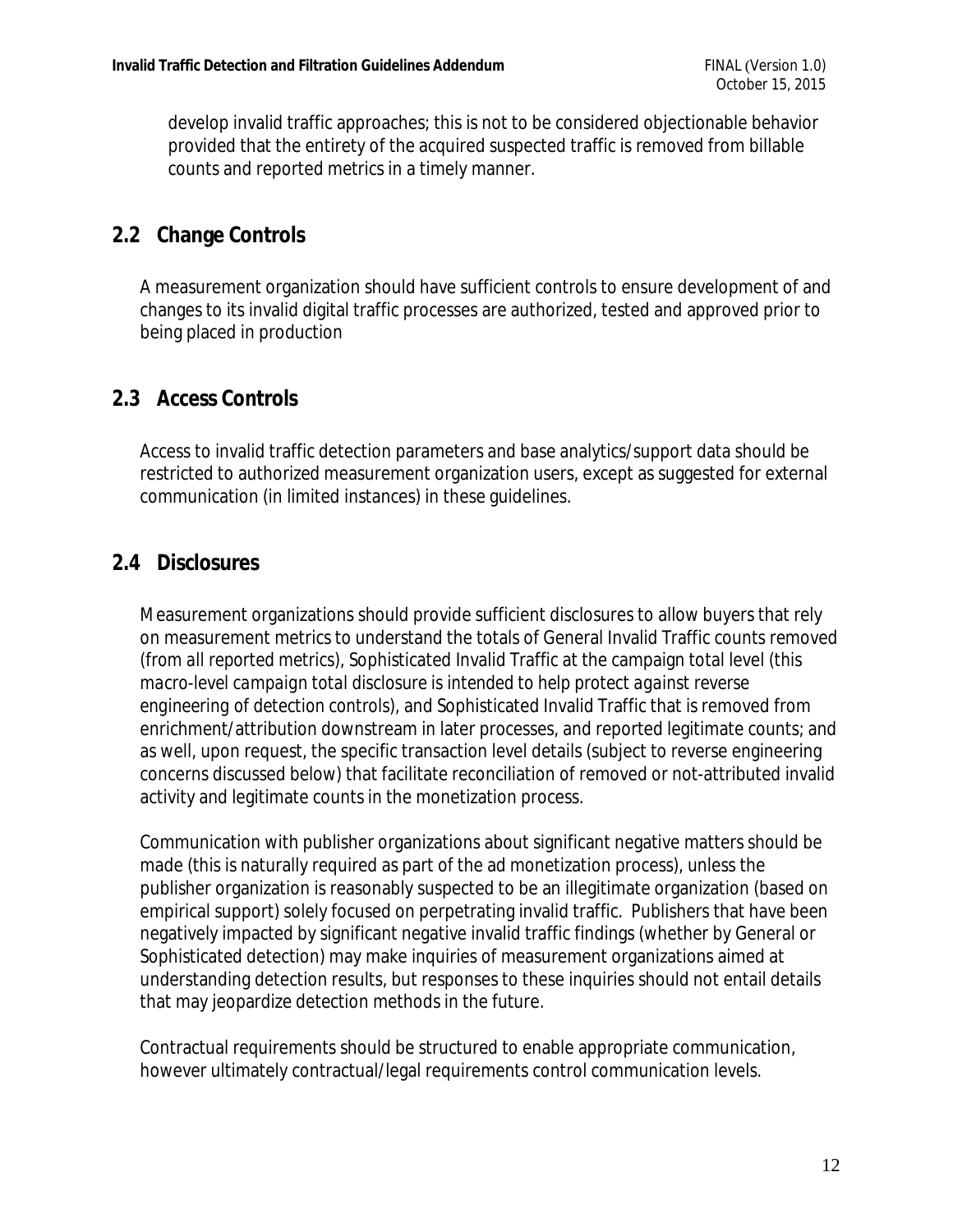develop invalid traffic approaches; this is not to be considered objectionable behavior provided that the entirety of the acquired suspected traffic is removed from billable counts and reported metrics in a timely manner.

## 2.2 Change Controls

A measurement organization should have sufficient controls to ensure development of and changes to its invalid digital traffic processes are authorized, tested and approved prior to being placed in production

## 2.3 Access Controls

Access to invalid traffic detection parameters and base analytics/support data should be restricted to authorized measurement organization users, except as suggested for external communication (in limited instances) in these guidelines.

## 2.4 Disclosures

Measurement organizations should provide sufficient disclosures to allow buyers that rely on measurement metrics to understand the totals of General Invalid Traffic counts removed (from all reported metrics), Sophisticated Invalid Traffic at the campaign total level (this macro-level campaign total disclosure is intended to help protect against reverse engineering of detection controls), and Sophisticated Invalid Traffic that is removed from enrichment/attribution downstream in later processes, and reported legitimate counts; and as well, upon request, the specific transaction level details (subject to reverse engineering concerns discussed below) that facilitate reconciliation of removed or not-attributed invalid activity and legitimate counts in the monetization process.

Communication with publisher organizations about significant negative matters should be made (this is naturally required as part of the ad monetization process), unless the publisher organization is reasonably suspected to be an illegitimate organization (based on empirical support) solely focused on perpetrating invalid traffic. Publishers that have been negatively impacted by significant negative invalid traffic findings (whether by General or Sophisticated detection) may make inquiries of measurement organizations aimed at understanding detection results, but responses to these inquiries should not entail details that may jeopardize detection methods in the future.

Contractual requirements should be structured to enable appropriate communication, however ultimately contractual/legal requirements control communication levels.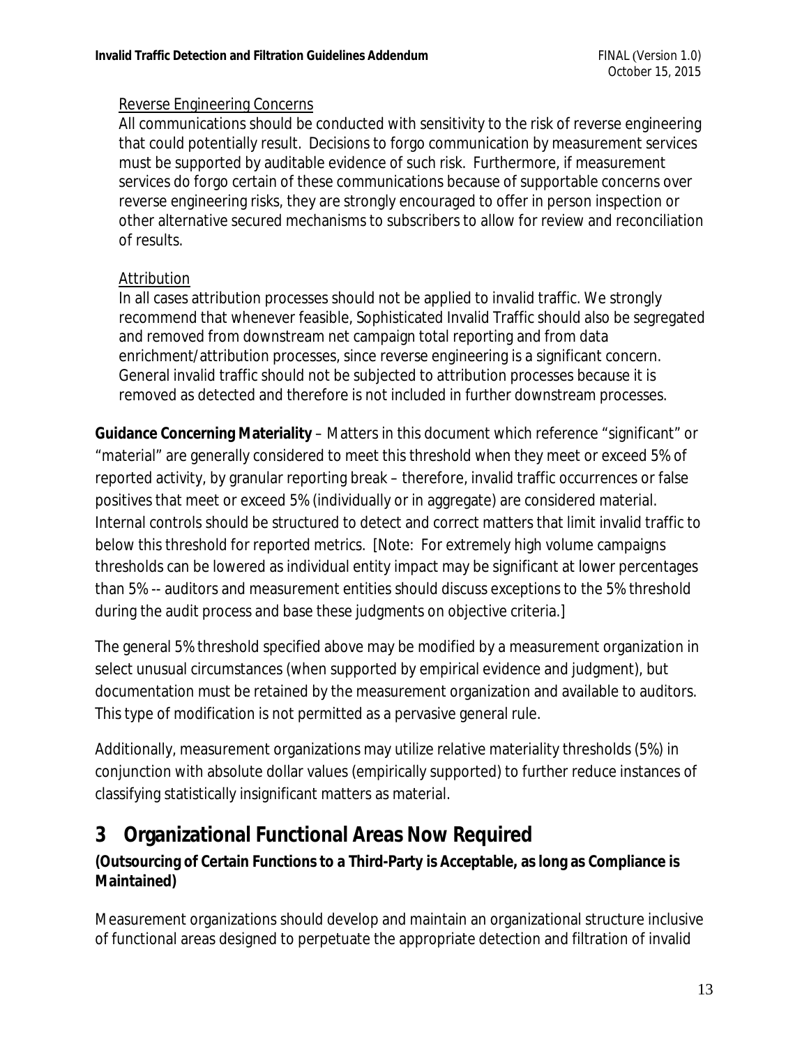Reverse Engineering Concerns

All communications should be conducted with sensitivity to the risk of reverse engineering that could potentially result. Decisions to forgo communication by measurement services must be supported by auditable evidence of such risk. Furthermore, if measurement services do forgo certain of these communications because of supportable concerns over reverse engineering risks, they are strongly encouraged to offer in person inspection or other alternative secured mechanisms to subscribers to allow for review and reconciliation of results.

Attribution

In all cases attribution processes should not be applied to invalid traffic. We strongly recommend that whenever feasible, Sophisticated Invalid Traffic should also be segregated and removed from downstream net campaign total reporting and from data enrichment/attribution processes, since reverse engineering is a significant concern. General invalid traffic should not be subjected to attribution processes because it is removed as detected and therefore is not included in further downstream processes.

**Guidance Concerning Materiality** – Matters in this document which reference "significant" or "material" are generally considered to meet this threshold when they meet or exceed 5% of reported activity, by granular reporting break – therefore, invalid traffic occurrences or false positives that meet or exceed 5% (individually or in aggregate) are considered material. Internal controls should be structured to detect and correct matters that limit invalid traffic to below this threshold for reported metrics. [Note: For extremely high volume campaigns thresholds can be lowered as individual entity impact may be significant at lower percentages than 5% -- auditors and measurement entities should discuss exceptions to the 5% threshold during the audit process and base these judgments on objective criteria.]

The general 5% threshold specified above may be modified by a measurement organization in select unusual circumstances (when supported by empirical evidence and judgment), but documentation must be retained by the measurement organization and available to auditors. This type of modification is not permitted as a pervasive general rule.

Additionally, measurement organizations may utilize relative materiality thresholds (5%) in conjunction with absolute dollar values (empirically supported) to further reduce instances of classifying statistically insignificant matters as material.

# 3 Organizational Functional Areas Now Required

**(Outsourcing of Certain Functions to a Third-Party is Acceptable, as long as Compliance is Maintained)**

Measurement organizations should develop and maintain an organizational structure inclusive of functional areas designed to perpetuate the appropriate detection and filtration of invalid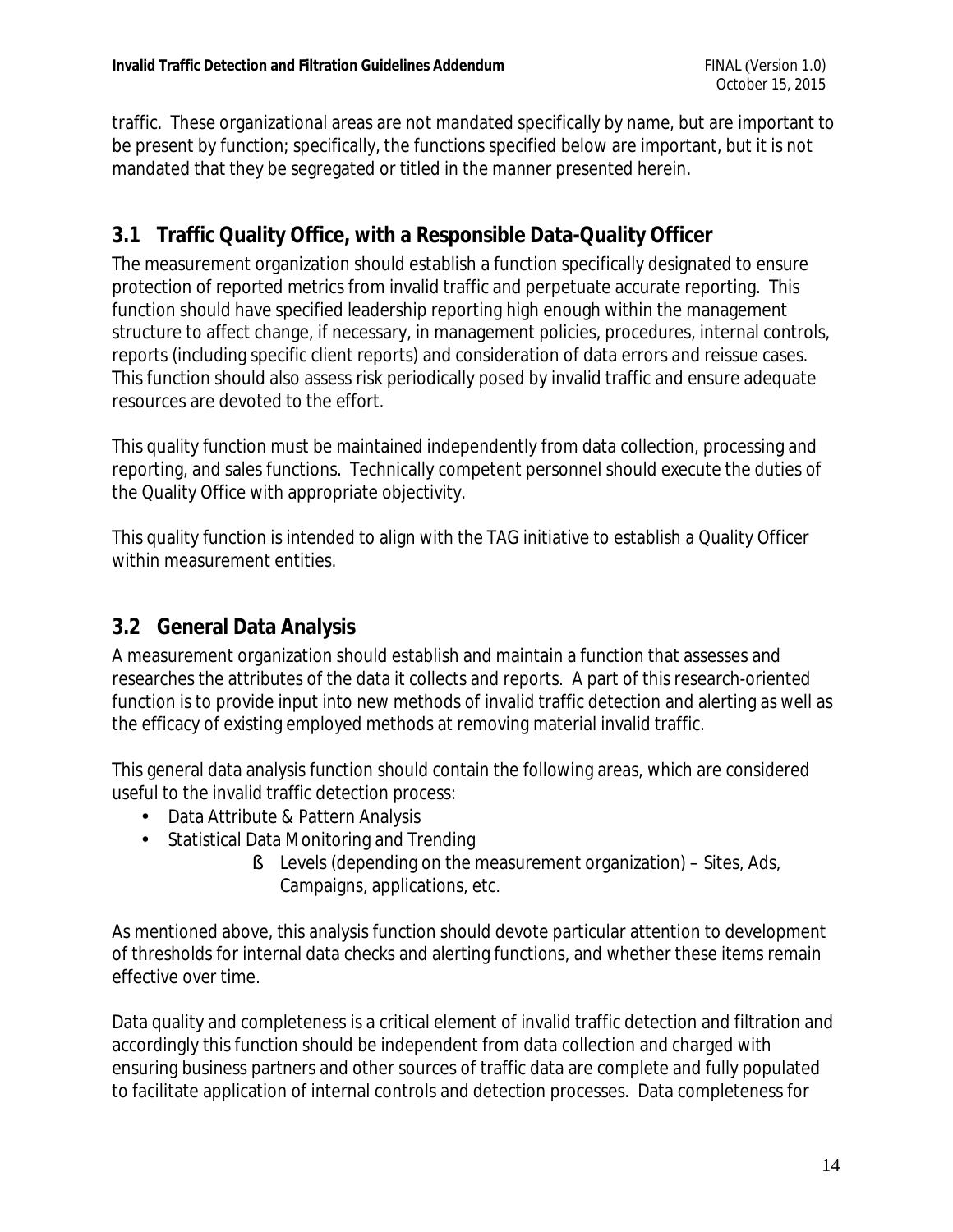traffic. These organizational areas are not mandated specifically by name, but are important to be present by function; specifically, the functions specified below are important, but it is not mandated that they be segregated or titled in the manner presented herein.

## 3.1 Traffic Quality Office, with a Responsible Data-Quality Officer

The measurement organization should establish a function specifically designated to ensure protection of reported metrics from invalid traffic and perpetuate accurate reporting. This function should have specified leadership reporting high enough within the management structure to affect change, if necessary, in management policies, procedures, internal controls, reports (including specific client reports) and consideration of data errors and reissue cases. This function should also assess risk periodically posed by invalid traffic and ensure adequate resources are devoted to the effort.

This quality function must be maintained independently from data collection, processing and reporting, and sales functions. Technically competent personnel should execute the duties of the Quality Office with appropriate objectivity.

This quality function is intended to align with the TAG initiative to establish a Quality Officer within measurement entities.

## 3.2 General Data Analysis

A measurement organization should establish and maintain a function that assesses and researches the attributes of the data it collects and reports. A part of this research-oriented function is to provide input into new methods of invalid traffic detection and alerting as well as the efficacy of existing employed methods at removing material invalid traffic.

This general data analysis function should contain the following areas, which are considered useful to the invalid traffic detection process:

- Data Attribute & Pattern Analysis
- Statistical Data Monitoring and Trending
    - Levels (depending on the measurement organization) – Sites, Ads, Campaigns, applications, etc.

As mentioned above, this analysis function should devote particular attention to development of thresholds for internal data checks and alerting functions, and whether these items remain effective over time.

Data quality and completeness is a critical element of invalid traffic detection and filtration and accordingly this function should be independent from data collection and charged with ensuring business partners and other sources of traffic data are complete and fully populated to facilitate application of internal controls and detection processes. Data completeness for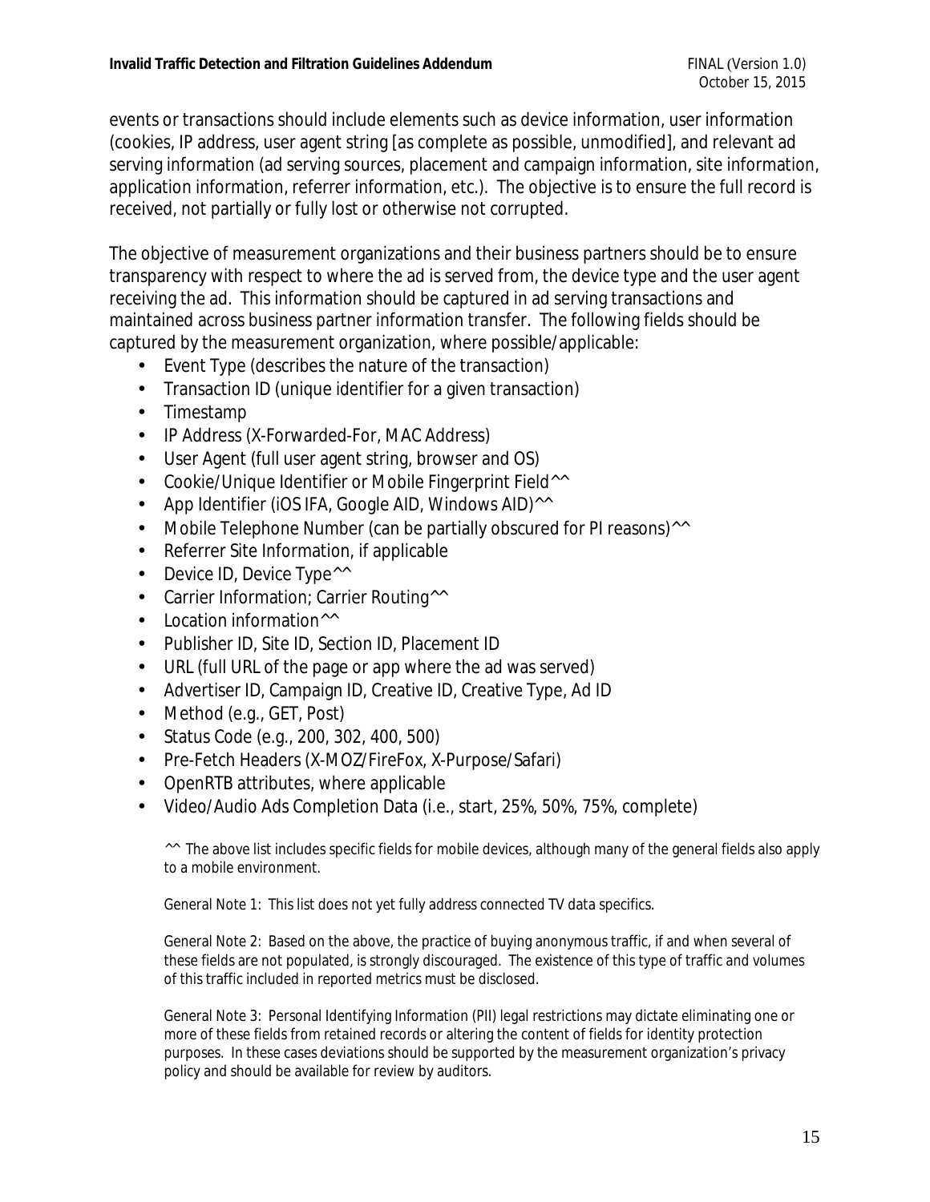events or transactions should include elements such as device information, user information (cookies, IP address, user agent string [as complete as possible, unmodified], and relevant ad serving information (ad serving sources, placement and campaign information, site information, application information, referrer information, etc.). The objective is to ensure the full record is received, not partially or fully lost or otherwise not corrupted.

The objective of measurement organizations and their business partners should be to ensure transparency with respect to where the ad is served from, the device type and the user agent receiving the ad. This information should be captured in ad serving transactions and maintained across business partner information transfer. The following fields should be captured by the measurement organization, where possible/applicable:

- Event Type (describes the nature of the transaction)
- Transaction ID (unique identifier for a given transaction)
- Timestamp
- IP Address (X-Forwarded-For, MAC Address)
- User Agent (full user agent string, browser and OS)
- Cookie/Unique Identifier or Mobile Fingerprint Field^^
- App Identifier (iOS IFA, Google AID, Windows AID)^^
- Mobile Telephone Number (can be partially obscured for PI reasons)^^
- Referrer Site Information, if applicable
- Device ID, Device Type^^
- Carrier Information; Carrier Routing^^
- Location information^^
- Publisher ID, Site ID, Section ID, Placement ID
- URL (full URL of the page or app where the ad was served)
- Advertiser ID, Campaign ID, Creative ID, Creative Type, Ad ID
- Method (e.g., GET, Post)
- Status Code (e.g., 200, 302, 400, 500)
- Pre-Fetch Headers (X-MOZ/FireFox, X-Purpose/Safari)
- OpenRTB attributes, where applicable
- Video/Audio Ads Completion Data (i.e., start, 25%, 50%, 75%, complete)

^^ The above list includes specific fields for mobile devices, although many of the general fields also apply to a mobile environment.

General Note 1: This list does not yet fully address connected TV data specifics.

General Note 2: Based on the above, the practice of buying anonymous traffic, if and when several of these fields are not populated, is strongly discouraged. The existence of this type of traffic and volumes of this traffic included in reported metrics must be disclosed.

General Note 3: Personal Identifying Information (PII) legal restrictions may dictate eliminating one or more of these fields from retained records or altering the content of fields for identity protection purposes. In these cases deviations should be supported by the measurement organization's privacy policy and should be available for review by auditors.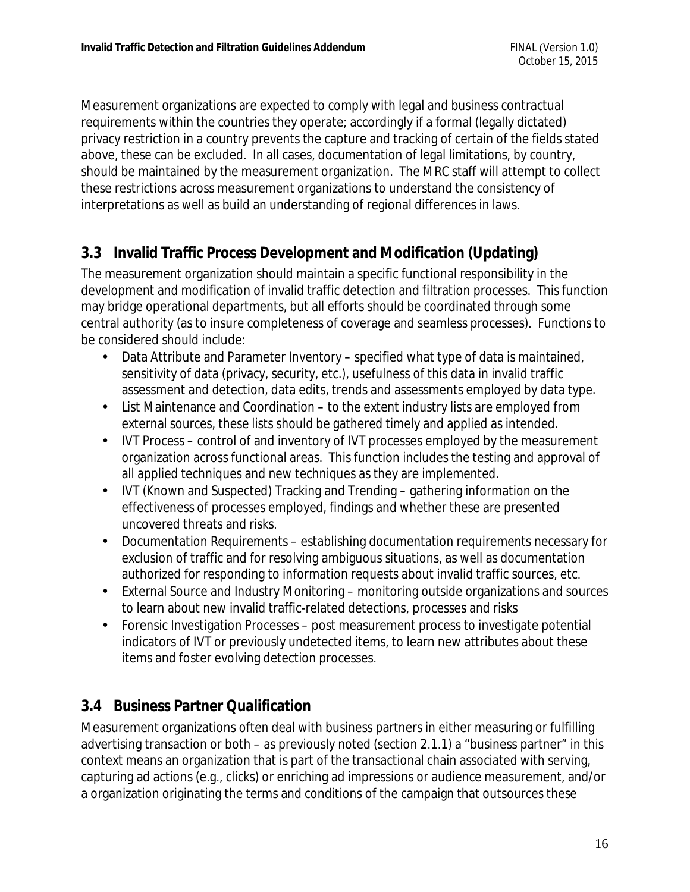Measurement organizations are expected to comply with legal and business contractual requirements within the countries they operate; accordingly if a formal (legally dictated) privacy restriction in a country prevents the capture and tracking of certain of the fields stated above, these can be excluded. In all cases, documentation of legal limitations, by country, should be maintained by the measurement organization. The MRC staff will attempt to collect these restrictions across measurement organizations to understand the consistency of interpretations as well as build an understanding of regional differences in laws.

## 3.3 Invalid Traffic Process Development and Modification (Updating)

The measurement organization should maintain a specific functional responsibility in the development and modification of invalid traffic detection and filtration processes. This function may bridge operational departments, but all efforts should be coordinated through some central authority (as to insure completeness of coverage and seamless processes). Functions to be considered should include:

- Data Attribute and Parameter Inventory – specified what type of data is maintained, sensitivity of data (privacy, security, etc.), usefulness of this data in invalid traffic assessment and detection, data edits, trends and assessments employed by data type.
- List Maintenance and Coordination – to the extent industry lists are employed from external sources, these lists should be gathered timely and applied as intended.
- IVT Process – control of and inventory of IVT processes employed by the measurement organization across functional areas. This function includes the testing and approval of all applied techniques and new techniques as they are implemented.
- IVT (Known and Suspected) Tracking and Trending – gathering information on the effectiveness of processes employed, findings and whether these are presented uncovered threats and risks.
- Documentation Requirements – establishing documentation requirements necessary for exclusion of traffic and for resolving ambiguous situations, as well as documentation authorized for responding to information requests about invalid traffic sources, etc.
- External Source and Industry Monitoring – monitoring outside organizations and sources to learn about new invalid traffic-related detections, processes and risks
- Forensic Investigation Processes – post measurement process to investigate potential indicators of IVT or previously undetected items, to learn new attributes about these items and foster evolving detection processes.

## 3.4 Business Partner Qualification

Measurement organizations often deal with business partners in either measuring or fulfilling advertising transaction or both – as previously noted (section 2.1.1) a "business partner" in this context means an organization that is part of the transactional chain associated with serving, capturing ad actions (e.g., clicks) or enriching ad impressions or audience measurement, and/or a organization originating the terms and conditions of the campaign that outsources these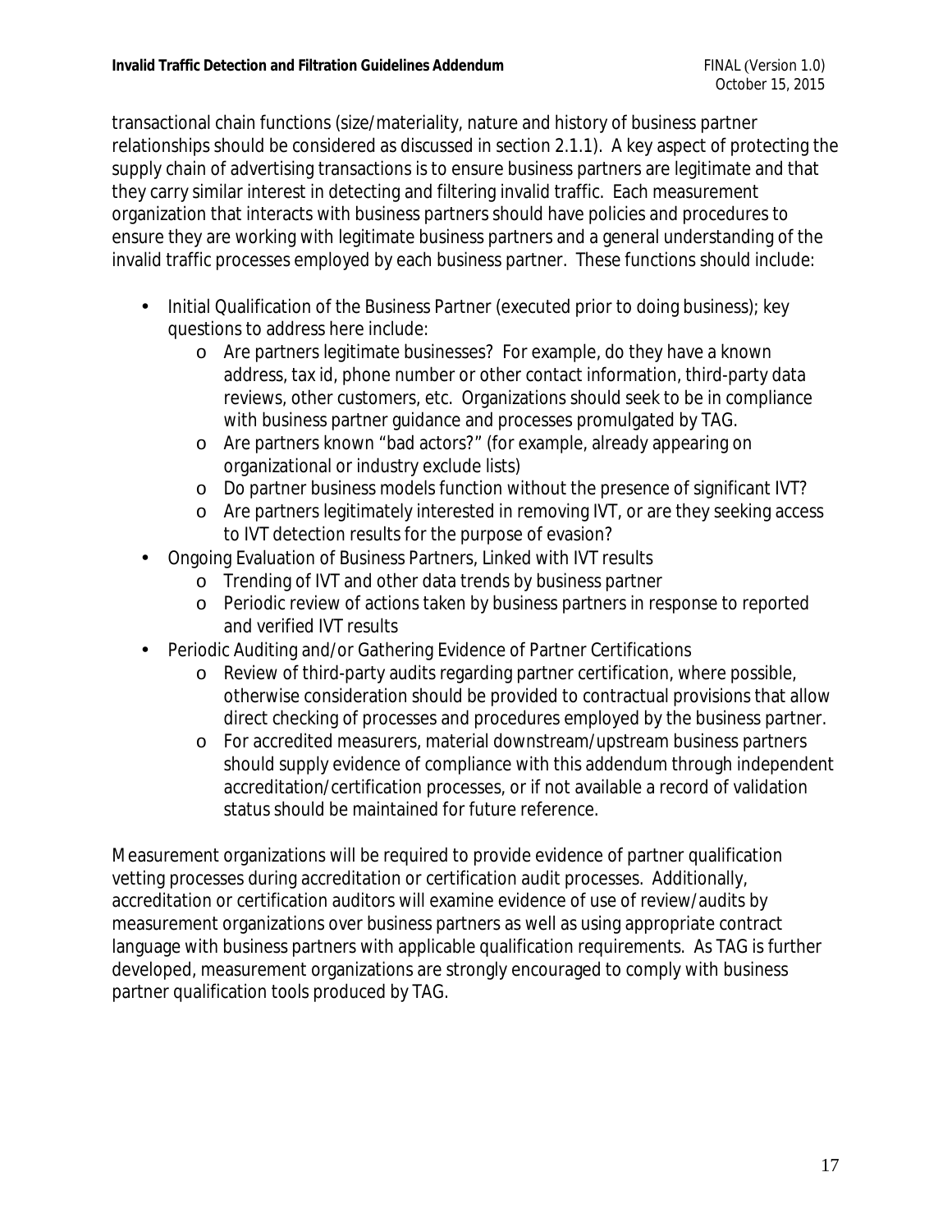transactional chain functions (size/materiality, nature and history of business partner relationships should be considered as discussed in section 2.1.1). A key aspect of protecting the supply chain of advertising transactions is to ensure business partners are legitimate and that they carry similar interest in detecting and filtering invalid traffic. Each measurement organization that interacts with business partners should have policies and procedures to ensure they are working with legitimate business partners and a general understanding of the invalid traffic processes employed by each business partner. These functions should include:

- Initial Qualification of the Business Partner (executed prior to doing business); key questions to address here include:
  - Are partners legitimate businesses? For example, do they have a known address, tax id, phone number or other contact information, third-party data reviews, other customers, etc. Organizations should seek to be in compliance with business partner guidance and processes promulgated by TAG.
  - Are partners known "bad actors?" (for example, already appearing on organizational or industry exclude lists)
  - Do partner business models function without the presence of significant IVT?
  - Are partners legitimately interested in removing IVT, or are they seeking access to IVT detection results for the purpose of evasion?
- Ongoing Evaluation of Business Partners, Linked with IVT results
  - Trending of IVT and other data trends by business partner
  - Periodic review of actions taken by business partners in response to reported and verified IVT results
- Periodic Auditing and/or Gathering Evidence of Partner Certifications
  - Review of third-party audits regarding partner certification, where possible, otherwise consideration should be provided to contractual provisions that allow direct checking of processes and procedures employed by the business partner.
  - For accredited measurers, material downstream/upstream business partners should supply evidence of compliance with this addendum through independent accreditation/certification processes, or if not available a record of validation status should be maintained for future reference.

Measurement organizations will be required to provide evidence of partner qualification vetting processes during accreditation or certification audit processes. Additionally, accreditation or certification auditors will examine evidence of use of review/audits by measurement organizations over business partners as well as using appropriate contract language with business partners with applicable qualification requirements. As TAG is further developed, measurement organizations are strongly encouraged to comply with business partner qualification tools produced by TAG.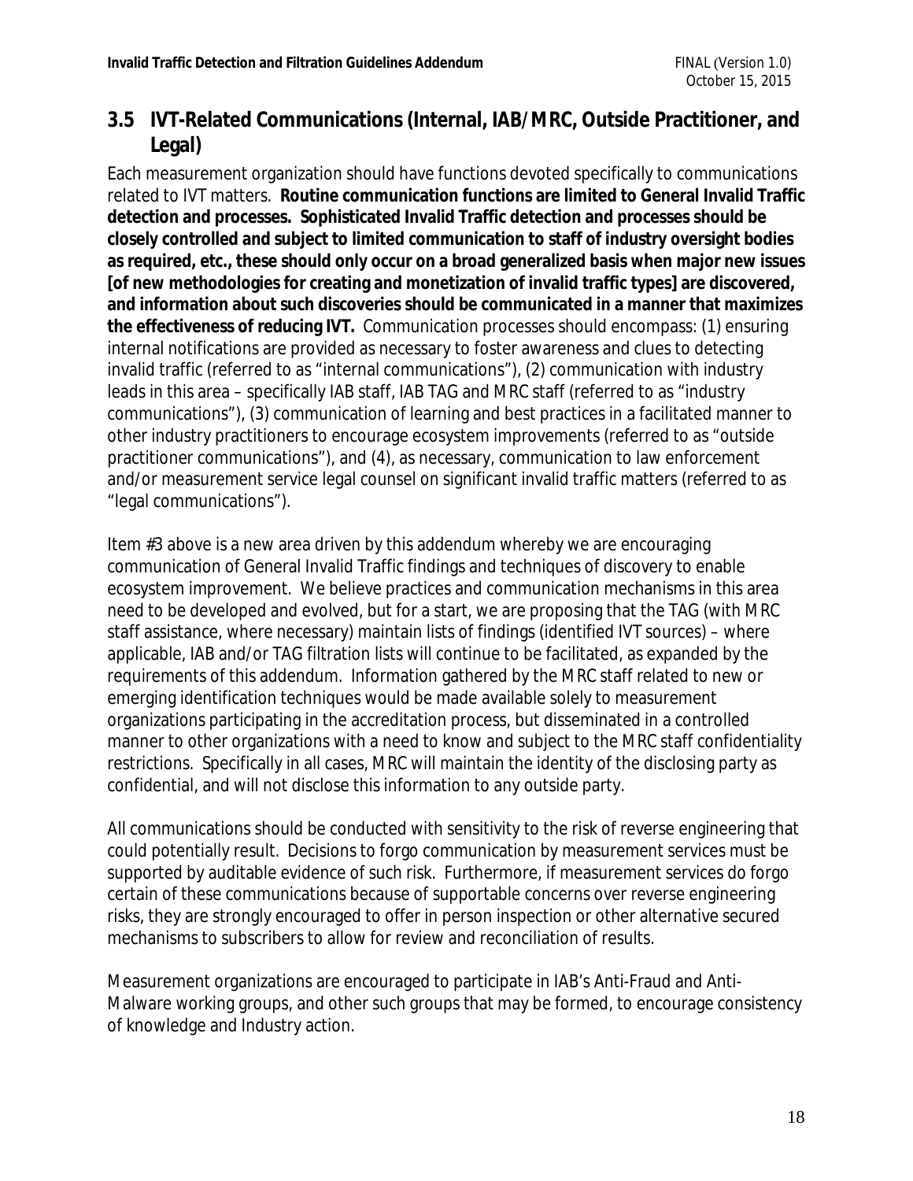## 3.5 IVT-Related Communications (Internal, IAB/MRC, Outside Practitioner, and Legal)

Each measurement organization should have functions devoted specifically to communications related to IVT matters. **Routine communication functions are limited to General Invalid Traffic detection and processes. Sophisticated Invalid Traffic detection and processes should be closely controlled and subject to limited communication to staff of industry oversight bodies as required, etc., these should only occur on a broad generalized basis when major new issues [of new methodologies for creating and monetization of invalid traffic types] are discovered, and information about such discoveries should be communicated in a manner that maximizes the effectiveness of reducing IVT.** Communication processes should encompass: (1) ensuring internal notifications are provided as necessary to foster awareness and clues to detecting invalid traffic (referred to as "internal communications"), (2) communication with industry leads in this area – specifically IAB staff, IAB TAG and MRC staff (referred to as "industry communications"), (3) communication of learning and best practices in a facilitated manner to other industry practitioners to encourage ecosystem improvements (referred to as "outside practitioner communications"), and (4), as necessary, communication to law enforcement and/or measurement service legal counsel on significant invalid traffic matters (referred to as "legal communications").

Item #3 above is a new area driven by this addendum whereby we are encouraging communication of General Invalid Traffic findings and techniques of discovery to enable ecosystem improvement. We believe practices and communication mechanisms in this area need to be developed and evolved, but for a start, we are proposing that the TAG (with MRC staff assistance, where necessary) maintain lists of findings (identified IVT sources) – where applicable, IAB and/or TAG filtration lists will continue to be facilitated, as expanded by the requirements of this addendum. Information gathered by the MRC staff related to new or emerging identification techniques would be made available solely to measurement organizations participating in the accreditation process, but disseminated in a controlled manner to other organizations with a need to know and subject to the MRC staff confidentiality restrictions. Specifically in all cases, MRC will maintain the identity of the disclosing party as confidential, and will not disclose this information to any outside party.

All communications should be conducted with sensitivity to the risk of reverse engineering that could potentially result. Decisions to forgo communication by measurement services must be supported by auditable evidence of such risk. Furthermore, if measurement services do forgo certain of these communications because of supportable concerns over reverse engineering risks, they are strongly encouraged to offer in person inspection or other alternative secured mechanisms to subscribers to allow for review and reconciliation of results.

Measurement organizations are encouraged to participate in IAB's Anti-Fraud and Anti-Malware working groups, and other such groups that may be formed, to encourage consistency of knowledge and Industry action.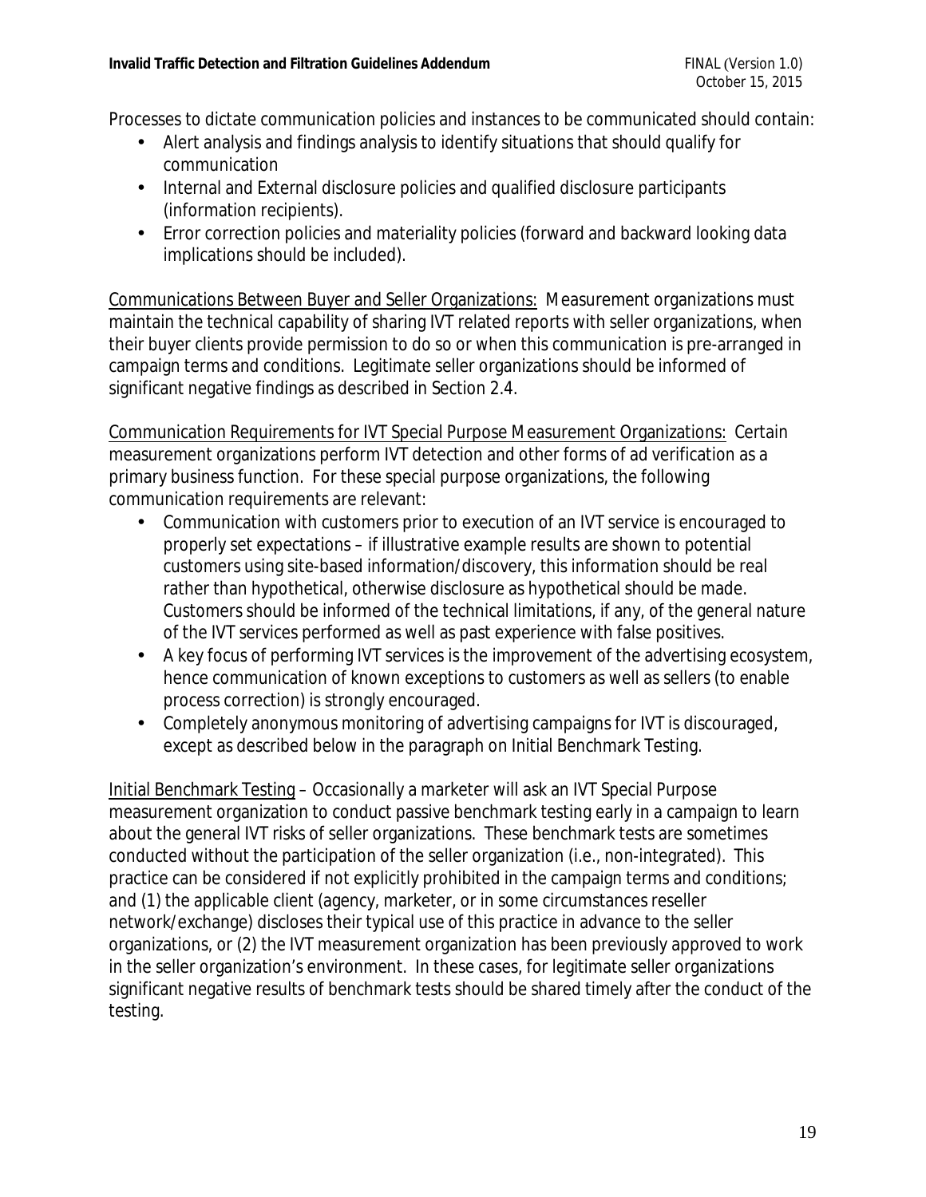Processes to dictate communication policies and instances to be communicated should contain:

- Alert analysis and findings analysis to identify situations that should qualify for communication
- Internal and External disclosure policies and qualified disclosure participants (information recipients).
- Error correction policies and materiality policies (forward and backward looking data implications should be included).

<u>Communications Between Buyer and Seller Organizations:</u> Measurement organizations must maintain the technical capability of sharing IVT related reports with seller organizations, when their buyer clients provide permission to do so or when this communication is pre-arranged in campaign terms and conditions. Legitimate seller organizations should be informed of significant negative findings as described in Section 2.4.

<u>Communication Requirements for IVT Special Purpose Measurement Organizations:</u> Certain measurement organizations perform IVT detection and other forms of ad verification as a primary business function. For these special purpose organizations, the following communication requirements are relevant:

- Communication with customers prior to execution of an IVT service is encouraged to properly set expectations – if illustrative example results are shown to potential customers using site-based information/discovery, this information should be real rather than hypothetical, otherwise disclosure as hypothetical should be made. Customers should be informed of the technical limitations, if any, of the general nature of the IVT services performed as well as past experience with false positives.
- A key focus of performing IVT services is the improvement of the advertising ecosystem, hence communication of known exceptions to customers as well as sellers (to enable process correction) is strongly encouraged.
- Completely anonymous monitoring of advertising campaigns for IVT is discouraged, except as described below in the paragraph on Initial Benchmark Testing.

<u>Initial Benchmark Testing</u> – Occasionally a marketer will ask an IVT Special Purpose measurement organization to conduct passive benchmark testing early in a campaign to learn about the general IVT risks of seller organizations. These benchmark tests are sometimes conducted without the participation of the seller organization (i.e., non-integrated). This practice can be considered if not explicitly prohibited in the campaign terms and conditions; and (1) the applicable client (agency, marketer, or in some circumstances reseller network/exchange) discloses their typical use of this practice in advance to the seller organizations, or (2) the IVT measurement organization has been previously approved to work in the seller organization's environment. In these cases, for legitimate seller organizations significant negative results of benchmark tests should be shared timely after the conduct of the testing.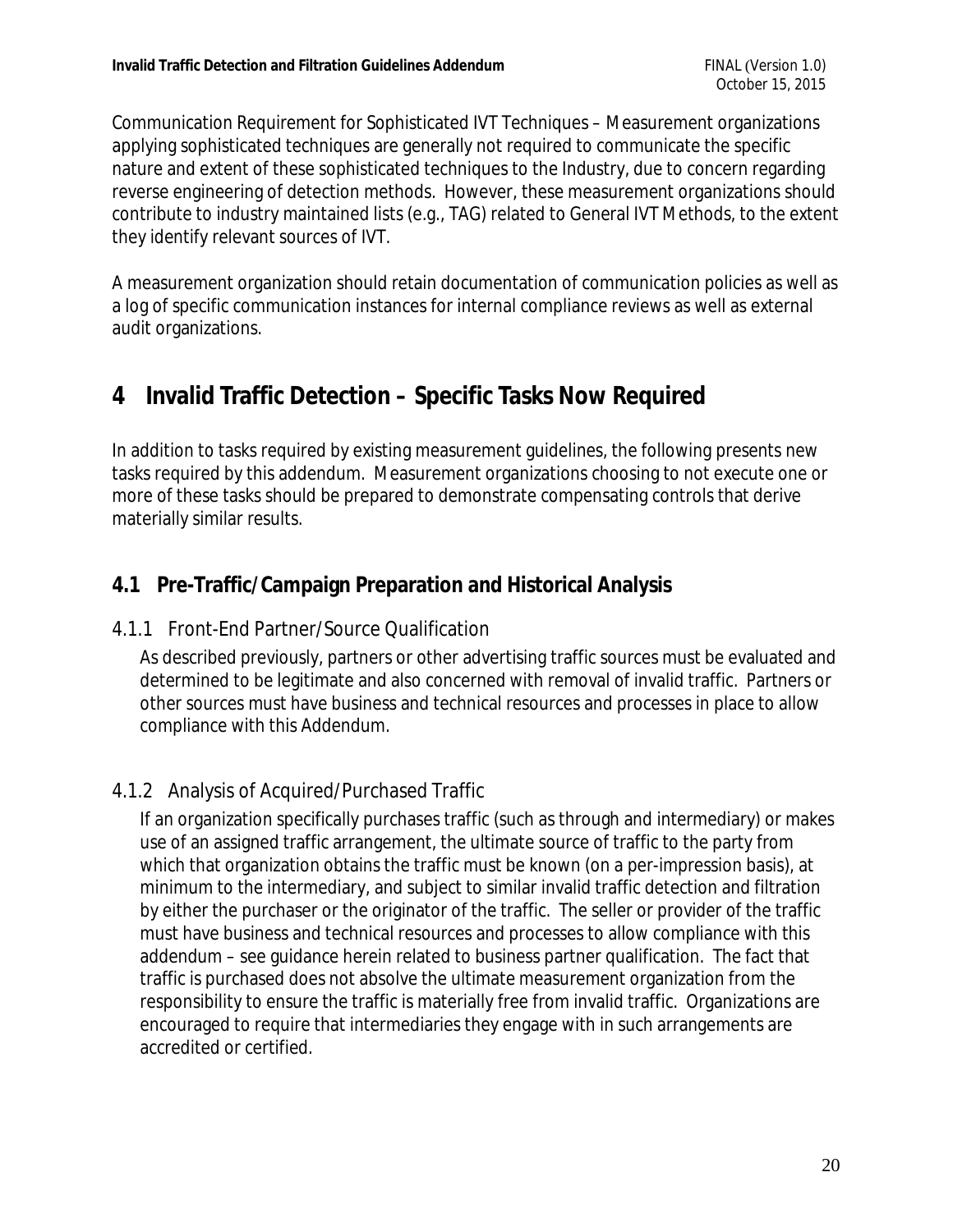Communication Requirement for Sophisticated IVT Techniques – Measurement organizations applying sophisticated techniques are generally not required to communicate the specific nature and extent of these sophisticated techniques to the Industry, due to concern regarding reverse engineering of detection methods. However, these measurement organizations should contribute to industry maintained lists (e.g., TAG) related to General IVT Methods, to the extent they identify relevant sources of IVT.

A measurement organization should retain documentation of communication policies as well as a log of specific communication instances for internal compliance reviews as well as external audit organizations.

# 4 Invalid Traffic Detection – Specific Tasks Now Required

In addition to tasks required by existing measurement guidelines, the following presents new tasks required by this addendum. Measurement organizations choosing to not execute one or more of these tasks should be prepared to demonstrate compensating controls that derive materially similar results.

## 4.1 Pre-Traffic/Campaign Preparation and Historical Analysis

### 4.1.1 Front-End Partner/Source Qualification

As described previously, partners or other advertising traffic sources must be evaluated and determined to be legitimate and also concerned with removal of invalid traffic. Partners or other sources must have business and technical resources and processes in place to allow compliance with this Addendum.

### 4.1.2 Analysis of Acquired/Purchased Traffic

If an organization specifically purchases traffic (such as through and intermediary) or makes use of an assigned traffic arrangement, the ultimate source of traffic to the party from which that organization obtains the traffic must be known (on a per-impression basis), at minimum to the intermediary, and subject to similar invalid traffic detection and filtration by either the purchaser or the originator of the traffic. The seller or provider of the traffic must have business and technical resources and processes to allow compliance with this addendum – see guidance herein related to business partner qualification. The fact that traffic is purchased does not absolve the ultimate measurement organization from the responsibility to ensure the traffic is materially free from invalid traffic. Organizations are encouraged to require that intermediaries they engage with in such arrangements are accredited or certified.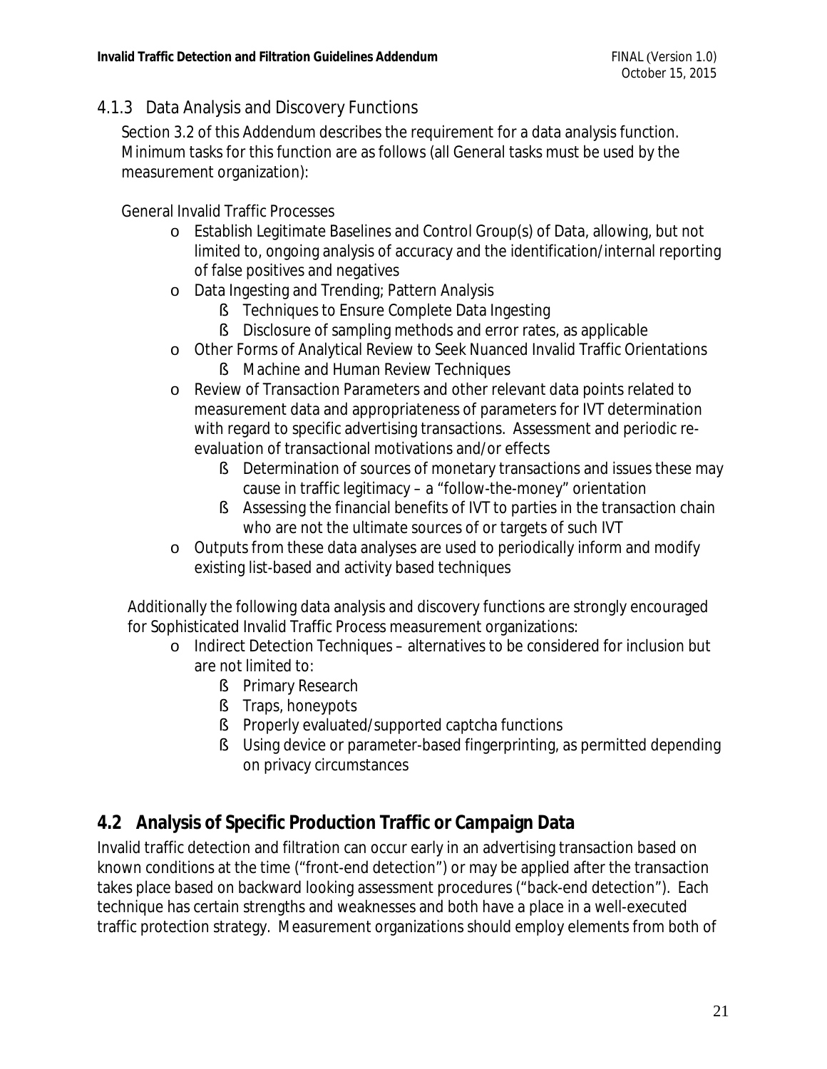### 4.1.3 Data Analysis and Discovery Functions

Section 3.2 of this Addendum describes the requirement for a data analysis function. Minimum tasks for this function are as follows (all General tasks must be used by the measurement organization):

General Invalid Traffic Processes

- Establish Legitimate Baselines and Control Group(s) of Data, allowing, but not limited to, ongoing analysis of accuracy and the identification/internal reporting of false positives and negatives
- Data Ingesting and Trending; Pattern Analysis
  - Techniques to Ensure Complete Data Ingesting
  - Disclosure of sampling methods and error rates, as applicable
- Other Forms of Analytical Review to Seek Nuanced Invalid Traffic Orientations
  - Machine and Human Review Techniques
- Review of Transaction Parameters and other relevant data points related to measurement data and appropriateness of parameters for IVT determination with regard to specific advertising transactions. Assessment and periodic re-evaluation of transactional motivations and/or effects
  - Determination of sources of monetary transactions and issues these may cause in traffic legitimacy – a "follow-the-money" orientation
  - Assessing the financial benefits of IVT to parties in the transaction chain who are not the ultimate sources of or targets of such IVT
- Outputs from these data analyses are used to periodically inform and modify existing list-based and activity based techniques

Additionally the following data analysis and discovery functions are strongly encouraged for Sophisticated Invalid Traffic Process measurement organizations:

- Indirect Detection Techniques – alternatives to be considered for inclusion but are not limited to:
  - Primary Research
  - Traps, honeypots
  - Properly evaluated/supported captcha functions
  - Using device or parameter-based fingerprinting, as permitted depending on privacy circumstances

## 4.2 Analysis of Specific Production Traffic or Campaign Data

Invalid traffic detection and filtration can occur early in an advertising transaction based on known conditions at the time ("front-end detection") or may be applied after the transaction takes place based on backward looking assessment procedures ("back-end detection"). Each technique has certain strengths and weaknesses and both have a place in a well-executed traffic protection strategy. Measurement organizations should employ elements from both of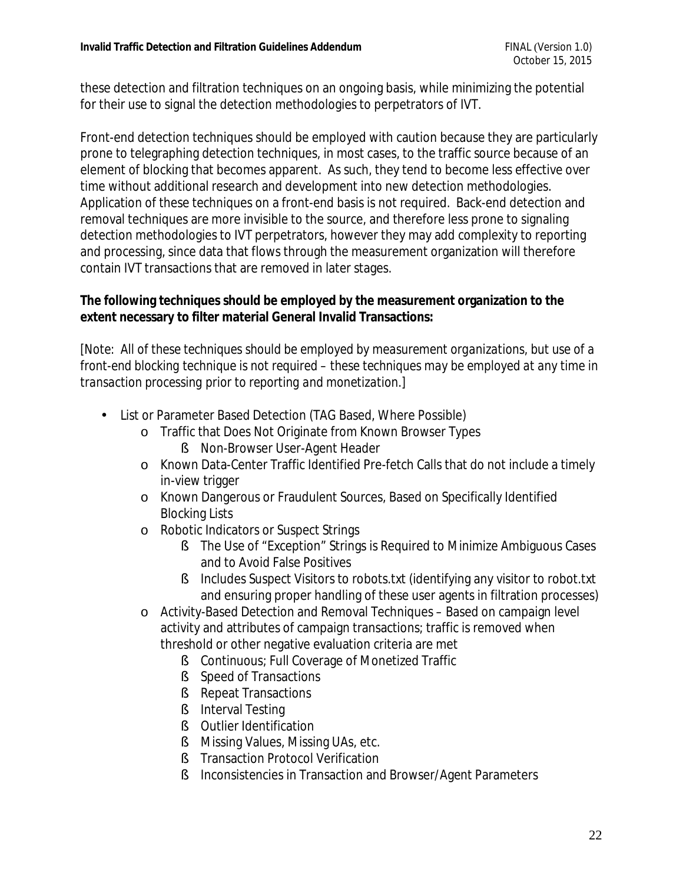these detection and filtration techniques on an ongoing basis, while minimizing the potential for their use to signal the detection methodologies to perpetrators of IVT.

Front-end detection techniques should be employed with caution because they are particularly prone to telegraphing detection techniques, in most cases, to the traffic source because of an element of blocking that becomes apparent. As such, they tend to become less effective over time without additional research and development into new detection methodologies. Application of these techniques on a front-end basis is not required. Back-end detection and removal techniques are more invisible to the source, and therefore less prone to signaling detection methodologies to IVT perpetrators, however they may add complexity to reporting and processing, since data that flows through the measurement organization will therefore contain IVT transactions that are removed in later stages.

**The following techniques should be employed by the measurement organization to the extent necessary to filter material General Invalid Transactions:**

*[Note: All of these techniques should be employed by measurement organizations, but use of a front-end blocking technique is not required – these techniques may be employed at any time in transaction processing prior to reporting and monetization.]*

- List or Parameter Based Detection (TAG Based, Where Possible)
  - Traffic that Does Not Originate from Known Browser Types
    - Non-Browser User-Agent Header
  - Known Data-Center Traffic Identified Pre-fetch Calls that do not include a timely in-view trigger
  - Known Dangerous or Fraudulent Sources, Based on Specifically Identified Blocking Lists
  - Robotic Indicators or Suspect Strings
    - The Use of "Exception" Strings is Required to Minimize Ambiguous Cases and to Avoid False Positives
    - Includes Suspect Visitors to robots.txt (identifying any visitor to robot.txt and ensuring proper handling of these user agents in filtration processes)
  - Activity-Based Detection and Removal Techniques – Based on campaign level activity and attributes of campaign transactions; traffic is removed when threshold or other negative evaluation criteria are met
    - Continuous; Full Coverage of Monetized Traffic
    - Speed of Transactions
    - Repeat Transactions
    - Interval Testing
    - Outlier Identification
    - Missing Values, Missing UAs, etc.
    - Transaction Protocol Verification
    - Inconsistencies in Transaction and Browser/Agent Parameters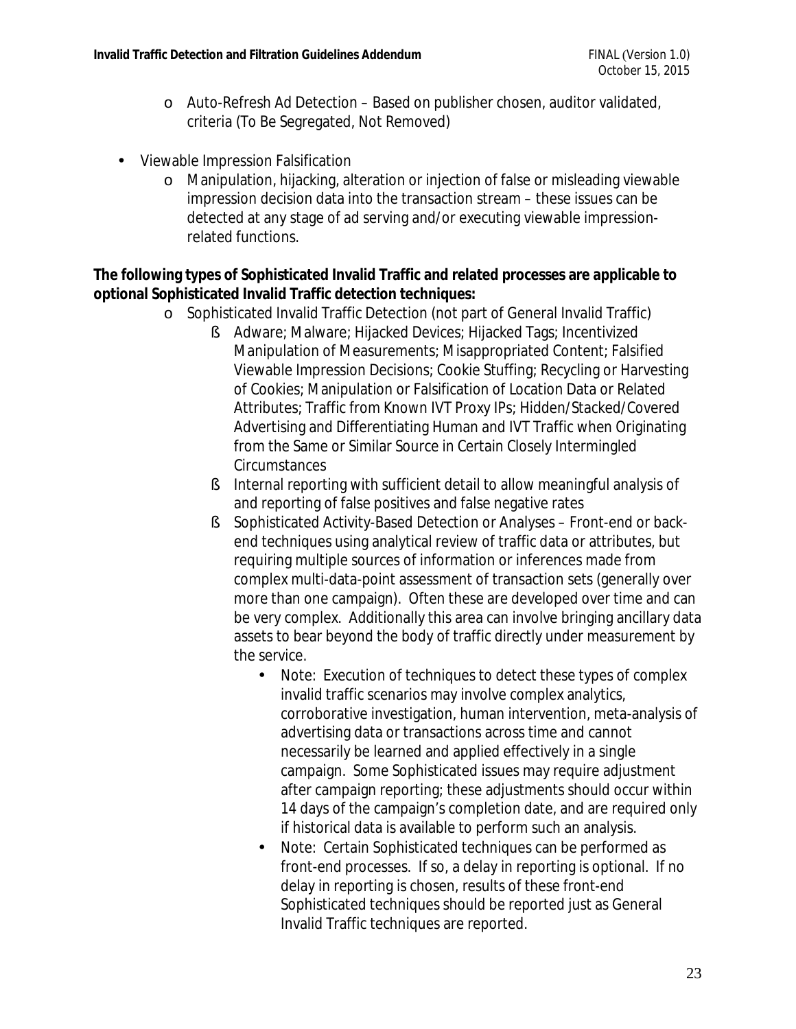- Auto-Refresh Ad Detection – Based on publisher chosen, auditor validated, criteria (To Be Segregated, Not Removed)

- Viewable Impression Falsification
  - Manipulation, hijacking, alteration or injection of false or misleading viewable impression decision data into the transaction stream – these issues can be detected at any stage of ad serving and/or executing viewable impression-related functions.

**The following types of Sophisticated Invalid Traffic and related processes are applicable to optional Sophisticated Invalid Traffic detection techniques:**

- Sophisticated Invalid Traffic Detection (not part of General Invalid Traffic)
  - Adware; Malware; Hijacked Devices; Hijacked Tags; Incentivized Manipulation of Measurements; Misappropriated Content; Falsified Viewable Impression Decisions; Cookie Stuffing; Recycling or Harvesting of Cookies; Manipulation or Falsification of Location Data or Related Attributes; Traffic from Known IVT Proxy IPs; Hidden/Stacked/Covered Advertising and Differentiating Human and IVT Traffic when Originating from the Same or Similar Source in Certain Closely Intermingled Circumstances
  - Internal reporting with sufficient detail to allow meaningful analysis of and reporting of false positives and false negative rates
  - Sophisticated Activity-Based Detection or Analyses – Front-end or back-end techniques using analytical review of traffic data or attributes, but requiring multiple sources of information or inferences made from complex multi-data-point assessment of transaction sets (generally over more than one campaign). Often these are developed over time and can be very complex. Additionally this area can involve bringing ancillary data assets to bear beyond the body of traffic directly under measurement by the service.
    - Note: Execution of techniques to detect these types of complex invalid traffic scenarios may involve complex analytics, corroborative investigation, human intervention, meta-analysis of advertising data or transactions across time and cannot necessarily be learned and applied effectively in a single campaign. Some Sophisticated issues may require adjustment after campaign reporting; these adjustments should occur within 14 days of the campaign's completion date, and are required only if historical data is available to perform such an analysis.
    - Note: Certain Sophisticated techniques can be performed as front-end processes. If so, a delay in reporting is optional. If no delay in reporting is chosen, results of these front-end Sophisticated techniques should be reported just as General Invalid Traffic techniques are reported.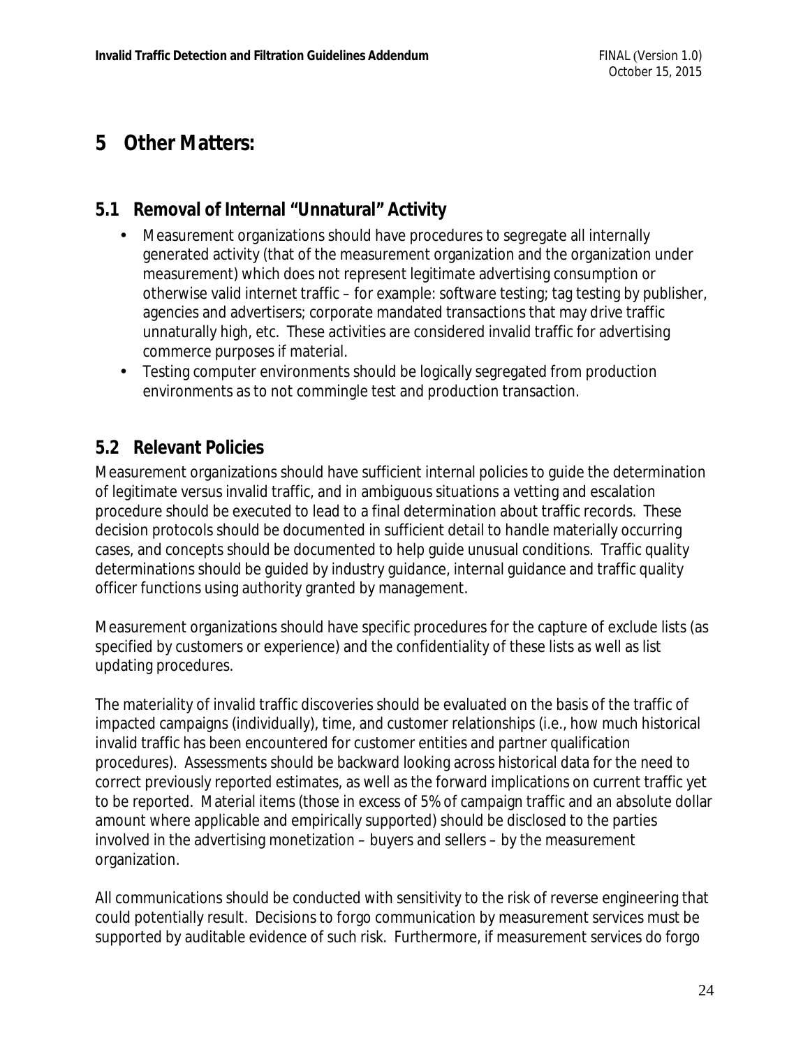# 5 Other Matters:

## 5.1 Removal of Internal "Unnatural" Activity

- Measurement organizations should have procedures to segregate all internally generated activity (that of the measurement organization and the organization under measurement) which does not represent legitimate advertising consumption or otherwise valid internet traffic – for example: software testing; tag testing by publisher, agencies and advertisers; corporate mandated transactions that may drive traffic unnaturally high, etc. These activities are considered invalid traffic for advertising commerce purposes if material.
- Testing computer environments should be logically segregated from production environments as to not commingle test and production transaction.

## 5.2 Relevant Policies

Measurement organizations should have sufficient internal policies to guide the determination of legitimate versus invalid traffic, and in ambiguous situations a vetting and escalation procedure should be executed to lead to a final determination about traffic records. These decision protocols should be documented in sufficient detail to handle materially occurring cases, and concepts should be documented to help guide unusual conditions. Traffic quality determinations should be guided by industry guidance, internal guidance and traffic quality officer functions using authority granted by management.

Measurement organizations should have specific procedures for the capture of exclude lists (as specified by customers or experience) and the confidentiality of these lists as well as list updating procedures.

The materiality of invalid traffic discoveries should be evaluated on the basis of the traffic of impacted campaigns (individually), time, and customer relationships (i.e., how much historical invalid traffic has been encountered for customer entities and partner qualification procedures). Assessments should be backward looking across historical data for the need to correct previously reported estimates, as well as the forward implications on current traffic yet to be reported. Material items (those in excess of 5% of campaign traffic and an absolute dollar amount where applicable and empirically supported) should be disclosed to the parties involved in the advertising monetization – buyers and sellers – by the measurement organization.

All communications should be conducted with sensitivity to the risk of reverse engineering that could potentially result. Decisions to forgo communication by measurement services must be supported by auditable evidence of such risk. Furthermore, if measurement services do forgo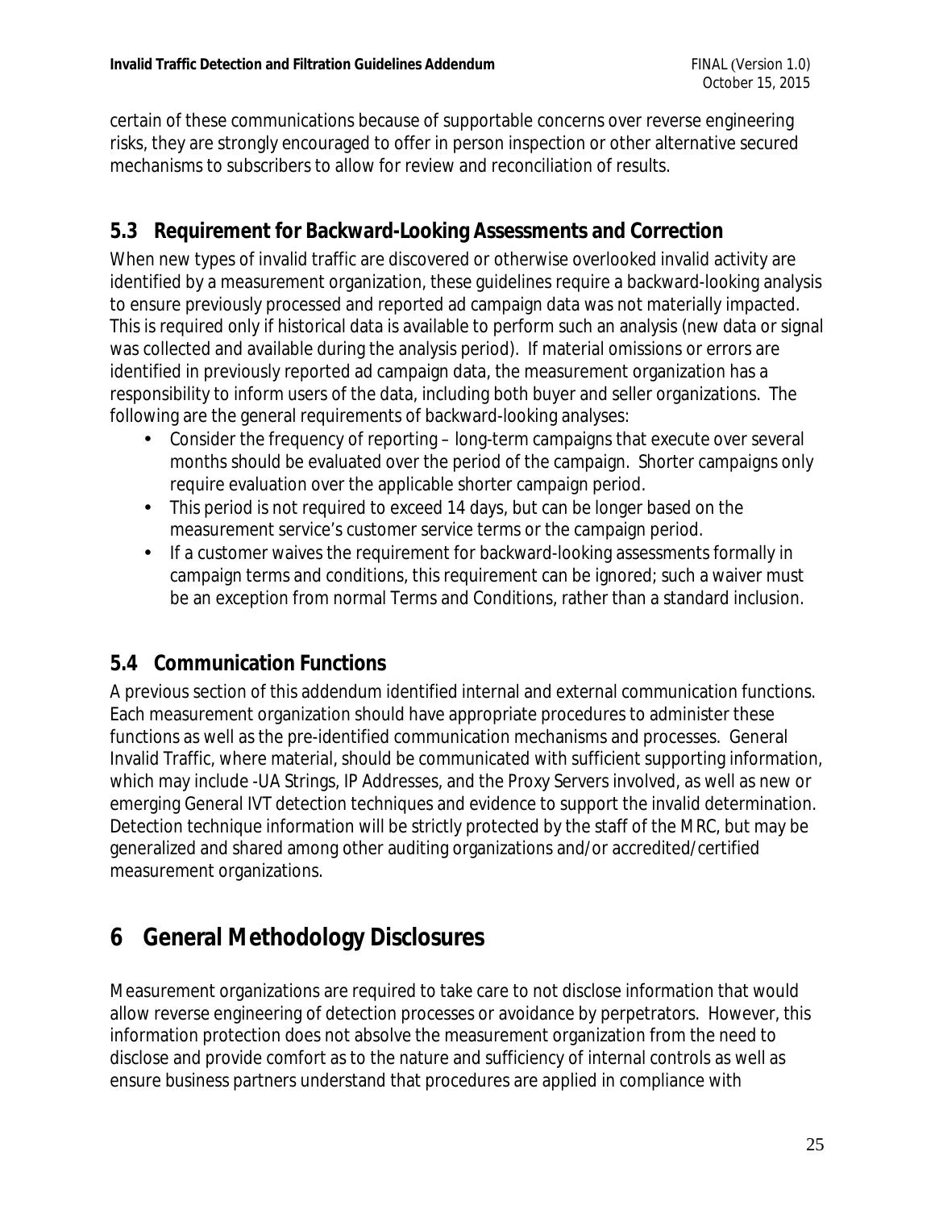certain of these communications because of supportable concerns over reverse engineering risks, they are strongly encouraged to offer in person inspection or other alternative secured mechanisms to subscribers to allow for review and reconciliation of results.

## 5.3 Requirement for Backward-Looking Assessments and Correction

When new types of invalid traffic are discovered or otherwise overlooked invalid activity are identified by a measurement organization, these guidelines require a backward-looking analysis to ensure previously processed and reported ad campaign data was not materially impacted. This is required only if historical data is available to perform such an analysis (new data or signal was collected and available during the analysis period). If material omissions or errors are identified in previously reported ad campaign data, the measurement organization has a responsibility to inform users of the data, including both buyer and seller organizations. The following are the general requirements of backward-looking analyses:

- Consider the frequency of reporting – long-term campaigns that execute over several months should be evaluated over the period of the campaign. Shorter campaigns only require evaluation over the applicable shorter campaign period.
- This period is not required to exceed 14 days, but can be longer based on the measurement service's customer service terms or the campaign period.
- If a customer waives the requirement for backward-looking assessments formally in campaign terms and conditions, this requirement can be ignored; such a waiver must be an exception from normal Terms and Conditions, rather than a standard inclusion.

## 5.4 Communication Functions

A previous section of this addendum identified internal and external communication functions. Each measurement organization should have appropriate procedures to administer these functions as well as the pre-identified communication mechanisms and processes. General Invalid Traffic, where material, should be communicated with sufficient supporting information, which may include -UA Strings, IP Addresses, and the Proxy Servers involved, as well as new or emerging General IVT detection techniques and evidence to support the invalid determination. Detection technique information will be strictly protected by the staff of the MRC, but may be generalized and shared among other auditing organizations and/or accredited/certified measurement organizations.

# 6 General Methodology Disclosures

Measurement organizations are required to take care to not disclose information that would allow reverse engineering of detection processes or avoidance by perpetrators. However, this information protection does not absolve the measurement organization from the need to disclose and provide comfort as to the nature and sufficiency of internal controls as well as ensure business partners understand that procedures are applied in compliance with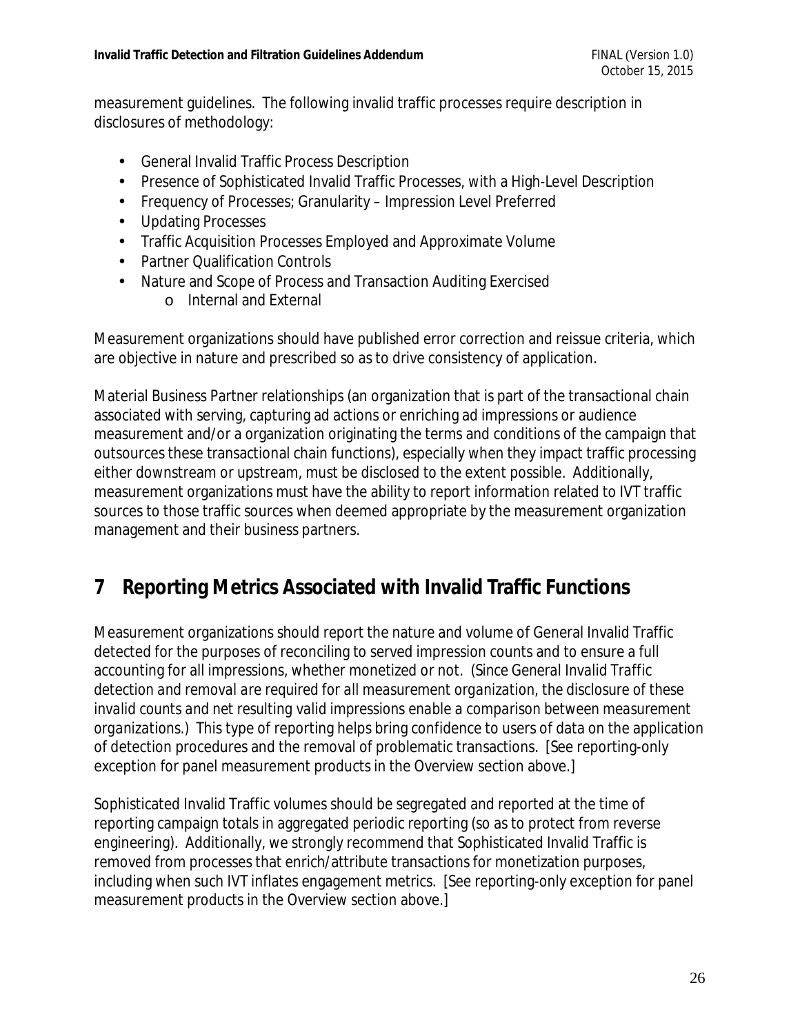measurement guidelines. The following invalid traffic processes require description in disclosures of methodology:

- General Invalid Traffic Process Description
- Presence of Sophisticated Invalid Traffic Processes, with a High-Level Description
- Frequency of Processes; Granularity – Impression Level Preferred
- Updating Processes
- Traffic Acquisition Processes Employed and Approximate Volume
- Partner Qualification Controls
- Nature and Scope of Process and Transaction Auditing Exercised
    - Internal and External

Measurement organizations should have published error correction and reissue criteria, which are objective in nature and prescribed so as to drive consistency of application.

Material Business Partner relationships (an organization that is part of the transactional chain associated with serving, capturing ad actions or enriching ad impressions or audience measurement and/or a organization originating the terms and conditions of the campaign that outsources these transactional chain functions), especially when they impact traffic processing either downstream or upstream, must be disclosed to the extent possible. Additionally, measurement organizations must have the ability to report information related to IVT traffic sources to those traffic sources when deemed appropriate by the measurement organization management and their business partners.

# 7 Reporting Metrics Associated with Invalid Traffic Functions

Measurement organizations should report the nature and volume of General Invalid Traffic detected for the purposes of reconciling to served impression counts and to ensure a full accounting for all impressions, whether monetized or not. *(Since General Invalid Traffic detection and removal are required for all measurement organization, the disclosure of these invalid counts and net resulting valid impressions enable a comparison between measurement organizations.)* This type of reporting helps bring confidence to users of data on the application of detection procedures and the removal of problematic transactions. [See reporting-only exception for panel measurement products in the Overview section above.]

Sophisticated Invalid Traffic volumes should be segregated and reported at the time of reporting campaign totals in aggregated periodic reporting (so as to protect from reverse engineering). Additionally, we strongly recommend that Sophisticated Invalid Traffic is removed from processes that enrich/attribute transactions for monetization purposes, including when such IVT inflates engagement metrics. [See reporting-only exception for panel measurement products in the Overview section above.]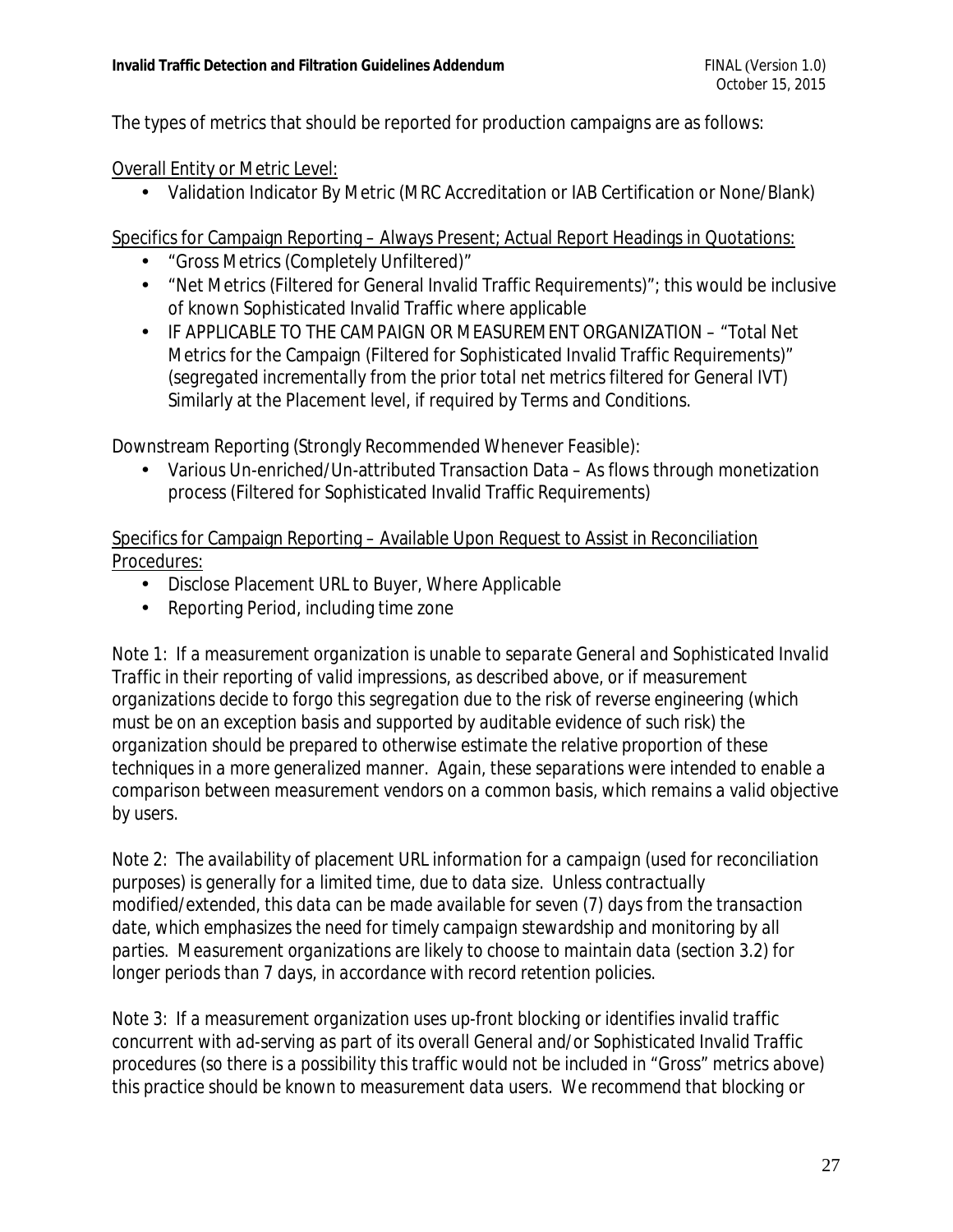The types of metrics that should be reported for production campaigns are as follows:

<u>Overall Entity or Metric Level:</u>

- Validation Indicator By Metric (MRC Accreditation or IAB Certification or None/Blank)

<u>Specifics for Campaign Reporting – Always Present; Actual Report Headings in Quotations:</u>

- "Gross Metrics (Completely Unfiltered)"
- "Net Metrics (Filtered for General Invalid Traffic Requirements)"; this would be inclusive of known Sophisticated Invalid Traffic where applicable
- IF APPLICABLE TO THE CAMPAIGN OR MEASUREMENT ORGANIZATION – "Total Net Metrics for the Campaign (Filtered for Sophisticated Invalid Traffic Requirements)" (segregated incrementally from the prior total net metrics filtered for General IVT) Similarly at the Placement level, if required by Terms and Conditions.

Downstream Reporting (Strongly Recommended Whenever Feasible):

- Various Un-enriched/Un-attributed Transaction Data – As flows through monetization process (Filtered for Sophisticated Invalid Traffic Requirements)

<u>Specifics for Campaign Reporting – Available Upon Request to Assist in Reconciliation Procedures:</u>

- Disclose Placement URL to Buyer, Where Applicable
- Reporting Period, including time zone

*Note 1: If a measurement organization is unable to separate General and Sophisticated Invalid Traffic in their reporting of valid impressions, as described above, or if measurement organizations decide to forgo this segregation due to the risk of reverse engineering (which must be on an exception basis and supported by auditable evidence of such risk) the organization should be prepared to otherwise estimate the relative proportion of these techniques in a more generalized manner. Again, these separations were intended to enable a comparison between measurement vendors on a common basis, which remains a valid objective by users.*

*Note 2: The availability of placement URL information for a campaign (used for reconciliation purposes) is generally for a limited time, due to data size. Unless contractually modified/extended, this data can be made available for seven (7) days from the transaction date, which emphasizes the need for timely campaign stewardship and monitoring by all parties. Measurement organizations are likely to choose to maintain data (section 3.2) for longer periods than 7 days, in accordance with record retention policies.*

*Note 3: If a measurement organization uses up-front blocking or identifies invalid traffic concurrent with ad-serving as part of its overall General and/or Sophisticated Invalid Traffic procedures (so there is a possibility this traffic would not be included in "Gross" metrics above) this practice should be known to measurement data users. We recommend that blocking or*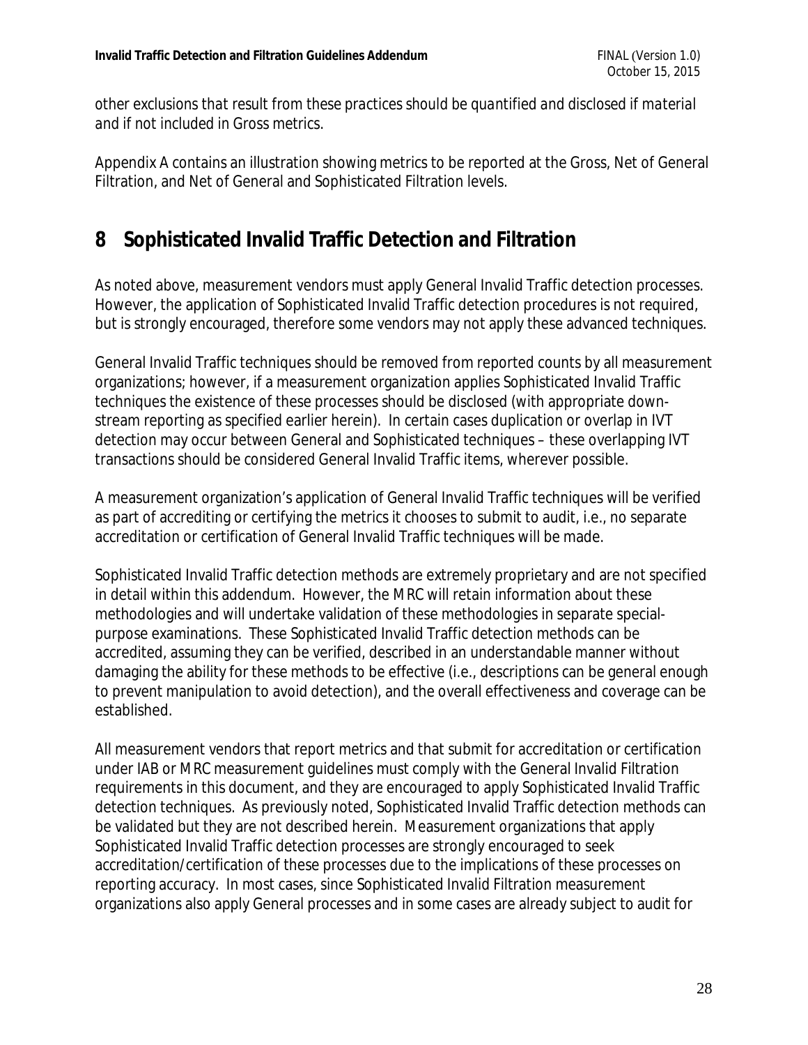*other exclusions that result from these practices should be quantified and disclosed if material and if not included in Gross metrics.*

Appendix A contains an illustration showing metrics to be reported at the Gross, Net of General Filtration, and Net of General and Sophisticated Filtration levels.

# 8 Sophisticated Invalid Traffic Detection and Filtration

As noted above, measurement vendors must apply General Invalid Traffic detection processes. However, the application of Sophisticated Invalid Traffic detection procedures is not required, but is strongly encouraged, therefore some vendors may not apply these advanced techniques.

General Invalid Traffic techniques should be removed from reported counts by all measurement organizations; however, if a measurement organization applies Sophisticated Invalid Traffic techniques the existence of these processes should be disclosed (with appropriate down-stream reporting as specified earlier herein). In certain cases duplication or overlap in IVT detection may occur between General and Sophisticated techniques – these overlapping IVT transactions should be considered General Invalid Traffic items, wherever possible.

A measurement organization's application of General Invalid Traffic techniques will be verified as part of accrediting or certifying the metrics it chooses to submit to audit, i.e., no separate accreditation or certification of General Invalid Traffic techniques will be made.

Sophisticated Invalid Traffic detection methods are extremely proprietary and are not specified in detail within this addendum. However, the MRC will retain information about these methodologies and will undertake validation of these methodologies in separate special-purpose examinations. These Sophisticated Invalid Traffic detection methods can be accredited, assuming they can be verified, described in an understandable manner without damaging the ability for these methods to be effective (i.e., descriptions can be general enough to prevent manipulation to avoid detection), and the overall effectiveness and coverage can be established.

All measurement vendors that report metrics and that submit for accreditation or certification under IAB or MRC measurement guidelines must comply with the General Invalid Filtration requirements in this document, and they are encouraged to apply Sophisticated Invalid Traffic detection techniques. As previously noted, Sophisticated Invalid Traffic detection methods can be validated but they are not described herein. Measurement organizations that apply Sophisticated Invalid Traffic detection processes are strongly encouraged to seek accreditation/certification of these processes due to the implications of these processes on reporting accuracy. In most cases, since Sophisticated Invalid Filtration measurement organizations also apply General processes and in some cases are already subject to audit for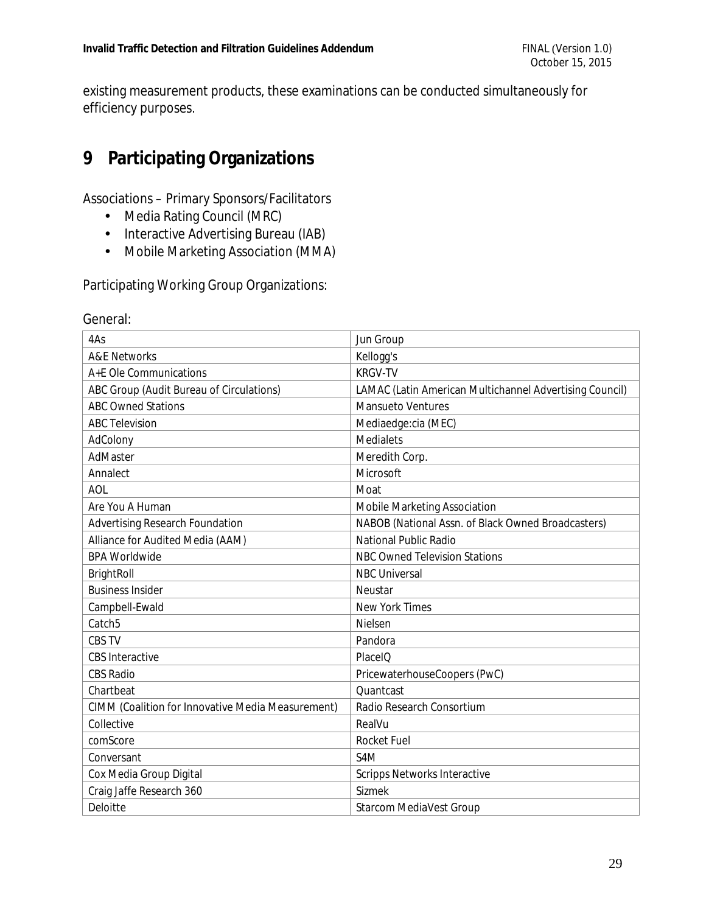existing measurement products, these examinations can be conducted simultaneously for efficiency purposes.

# 9 Participating Organizations

Associations – Primary Sponsors/Facilitators

- Media Rating Council (MRC)
- Interactive Advertising Bureau (IAB)
- Mobile Marketing Association (MMA)

Participating Working Group Organizations:

General:

| | |
|---|---|
| 4As | Jun Group |
| A&E Networks | Kellogg's |
| A+E Ole Communications | KRGV-TV |
| ABC Group (Audit Bureau of Circulations) | LAMAC (Latin American Multichannel Advertising Council) |
| ABC Owned Stations | Mansueto Ventures |
| ABC Television | Mediaedge:cia (MEC) |
| AdColony | Medialets |
| AdMaster | Meredith Corp. |
| Annalect | Microsoft |
| AOL | Moat |
| Are You A Human | Mobile Marketing Association |
| Advertising Research Foundation | NABOB (National Assn. of Black Owned Broadcasters) |
| Alliance for Audited Media (AAM) | National Public Radio |
| BPA Worldwide | NBC Owned Television Stations |
| BrightRoll | NBC Universal |
| Business Insider | Neustar |
| Campbell-Ewald | New York Times |
| Catch5 | Nielsen |
| CBS TV | Pandora |
| CBS Interactive | PlaceIQ |
| CBS Radio | PricewaterhouseCoopers (PwC) |
| Chartbeat | Quantcast |
| CIMM (Coalition for Innovative Media Measurement) | Radio Research Consortium |
| Collective | RealVu |
| comScore | Rocket Fuel |
| Conversant | S4M |
| Cox Media Group Digital | Scripps Networks Interactive |
| Craig Jaffe Research 360 | Sizmek |
| Deloitte | Starcom MediaVest Group |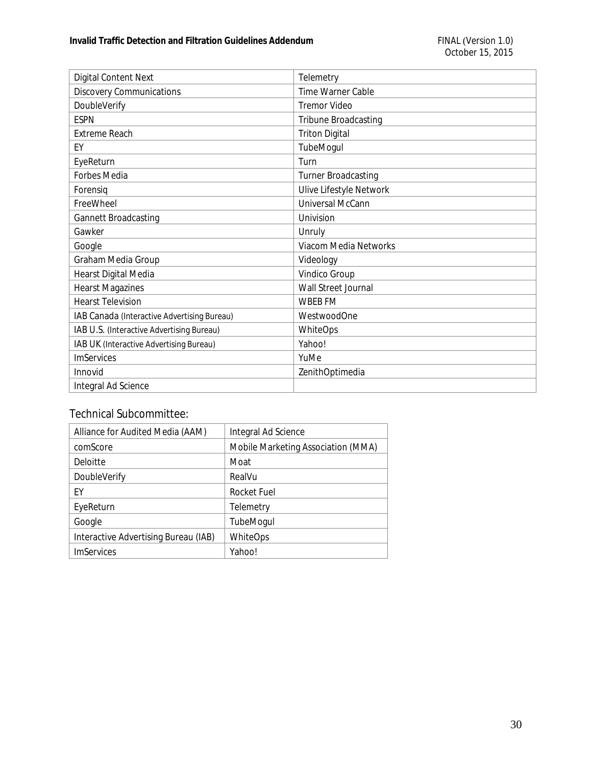| Digital Content Next | Telemetry |
|---|---|
| Discovery Communications | Time Warner Cable |
| DoubleVerify | Tremor Video |
| ESPN | Tribune Broadcasting |
| Extreme Reach | Triton Digital |
| EY | TubeMogul |
| EyeReturn | Turn |
| Forbes Media | Turner Broadcasting |
| Forensiq | Ulive Lifestyle Network |
| FreeWheel | Universal McCann |
| Gannett Broadcasting | Univision |
| Gawker | Unruly |
| Google | Viacom Media Networks |
| Graham Media Group | Videology |
| Hearst Digital Media | Vindico Group |
| Hearst Magazines | Wall Street Journal |
| Hearst Television | WBEB FM |
| IAB Canada (Interactive Advertising Bureau) | WestwoodOne |
| IAB U.S. (Interactive Advertising Bureau) | WhiteOps |
| IAB UK (Interactive Advertising Bureau) | Yahoo! |
| ImServices | YuMe |
| Innovid | ZenithOptimedia |
| Integral Ad Science | |

## Technical Subcommittee:

| Alliance for Audited Media (AAM) | Integral Ad Science |
|---|---|
| comScore | Mobile Marketing Association (MMA) |
| Deloitte | Moat |
| DoubleVerify | RealVu |
| EY | Rocket Fuel |
| EyeReturn | Telemetry |
| Google | TubeMogul |
| Interactive Advertising Bureau (IAB) | WhiteOps |
| ImServices | Yahoo! |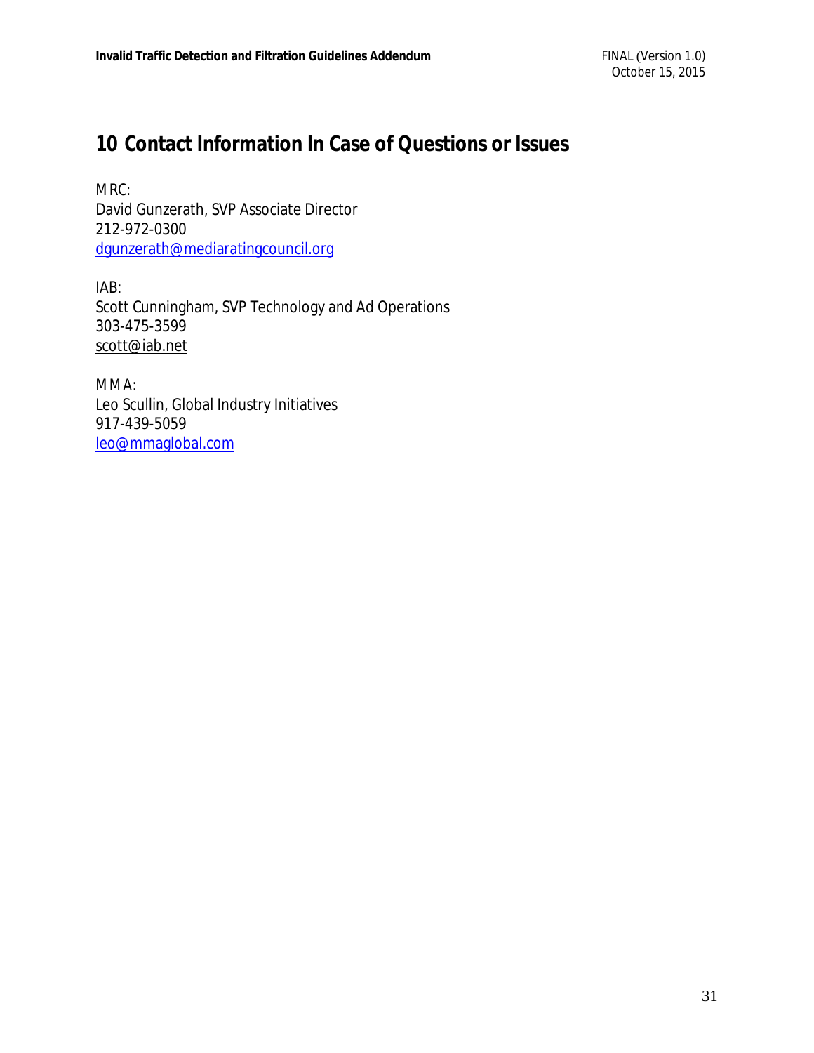# 10 Contact Information In Case of Questions or Issues

MRC:
David Gunzerath, SVP Associate Director
212-972-0300
dgunzerath@mediaratingcouncil.org

IAB:
Scott Cunningham, SVP Technology and Ad Operations
303-475-3599
scott@iab.net

MMA:
Leo Scullin, Global Industry Initiatives
917-439-5059
leo@mmaglobal.com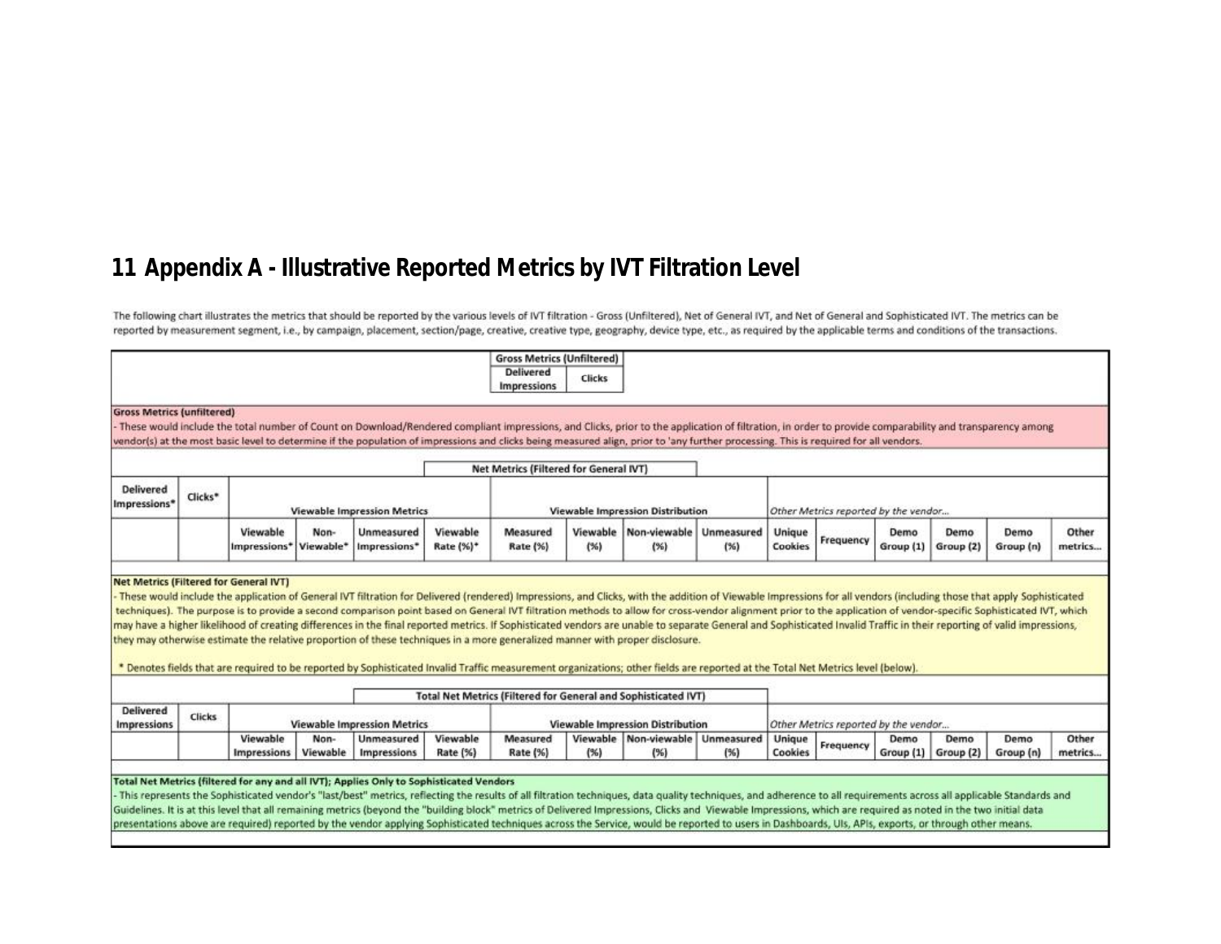# 11 Appendix A - Illustrative Reported Metrics by IVT Filtration Level

The following chart illustrates the metrics that should be reported by the various levels of IVT filtration - Gross (Unfiltered), Net of General IVT, and Net of General and Sophisticated IVT. The metrics can be reported by measurement segment, i.e., by campaign, placement, section/page, creative, creative type, geography, device type, etc., as required by the applicable terms and conditions of the transactions.

| Gross Metrics (Unfiltered) | |
|---|---|
| Delivered Impressions | Clicks |

**Gross Metrics (unfiltered)**

- These would include the total number of Count on Download/Rendered compliant impressions, and Clicks, prior to the application of filtration, in order to provide comparability and transparency among vendor(s) at the most basic level to determine if the population of impressions and clicks being measured align, prior to 'any further processing. This is required for all vendors.

| Net Metrics (Filtered for General IVT) | | | | | | | | | | | | | | | | |
|---|---|---|---|---|---|---|---|---|---|---|---|---|---|---|---|---|
| Delivered Impressions* | Clicks* | Viewable Impression Metrics | | | | Viewable Impression Distribution | | | | Other Metrics reported by the vendor... | | | | | | |
| | | Viewable Impressions* | Non-Viewable* | Unmeasured Impressions* | Viewable Rate (%)* | Measured Rate (%) | Viewable (%) | Non-viewable (%) | Unmeasured (%) | Unique Cookies | Frequency | Demo Group (1) | Demo Group (2) | Demo Group (n) | Other metrics... |

**Net Metrics (Filtered for General IVT)**

- These would include the application of General IVT filtration for Delivered (rendered) Impressions, and Clicks, with the addition of Viewable Impressions for all vendors (including those that apply Sophisticated techniques). The purpose is to provide a second comparison point based on General IVT filtration methods to allow for cross-vendor alignment prior to the application of vendor-specific Sophisticated IVT, which may have a higher likelihood of creating differences in the final reported metrics. If Sophisticated vendors are unable to separate General and Sophisticated Invalid Traffic in their reporting of valid impressions, they may otherwise estimate the relative proportion of these techniques in a more generalized manner with proper disclosure.

\* Denotes fields that are required to be reported by Sophisticated Invalid Traffic measurement organizations; other fields are reported at the Total Net Metrics level (below).

| Total Net Metrics (Filtered for General and Sophisticated IVT) | | | | | | | | | | | | | | | |
|---|---|---|---|---|---|---|---|---|---|---|---|---|---|---|---|
| Delivered Impressions | Clicks | Viewable Impression Metrics | | | | Viewable Impression Distribution | | | | Other Metrics reported by the vendor... | | | | | |
| | | Viewable Impressions | Non-Viewable | Unmeasured Impressions | Viewable Rate (%) | Measured Rate (%) | Viewable (%) | Non-viewable (%) | Unmeasured (%) | Unique Cookies | Frequency | Demo Group (1) | Demo Group (2) | Demo Group (n) | Other metrics... |

**Total Net Metrics (filtered for any and all IVT); Applies Only to Sophisticated Vendors**

- This represents the Sophisticated vendor's "last/best" metrics, reflecting the results of all filtration techniques, data quality techniques, and adherence to all requirements across all applicable Standards and Guidelines. It is at this level that all remaining metrics (beyond the "building block" metrics of Delivered Impressions, Clicks and Viewable Impressions, which are required as noted in the two initial data presentations above are required) reported by the vendor applying Sophisticated techniques across the Service, would be reported to users in Dashboards, UIs, APIs, exports, or through other means.